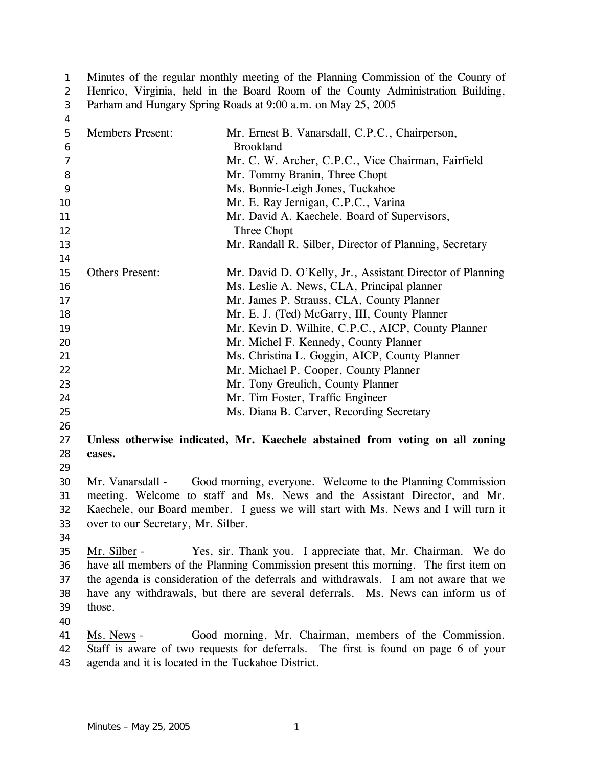Minutes of the regular monthly meeting of the Planning Commission of the County of Henrico, Virginia, held in the Board Room of the County Administration Building, Parham and Hungary Spring Roads at 9:00 a.m. on May 25, 2005

| | |
|---|---|
| Members Present: | Mr. Ernest B. Vanarsdall, C.P.C., Chairperson, Brookland |
| | Mr. C. W. Archer, C.P.C., Vice Chairman, Fairfield |
| | Mr. Tommy Branin, Three Chopt |
| | Ms. Bonnie-Leigh Jones, Tuckahoe |
| | Mr. E. Ray Jernigan, C.P.C., Varina |
| | Mr. David A. Kaechele. Board of Supervisors, Three Chopt |
| | Mr. Randall R. Silber, Director of Planning, Secretary |
| Others Present: | Mr. David D. O'Kelly, Jr., Assistant Director of Planning |
| | Ms. Leslie A. News, CLA, Principal planner |
| | Mr. James P. Strauss, CLA, County Planner |
| | Mr. E. J. (Ted) McGarry, III, County Planner |
| | Mr. Kevin D. Wilhite, C.P.C., AICP, County Planner |
| | Mr. Michel F. Kennedy, County Planner |
| | Ms. Christina L. Goggin, AICP, County Planner |
| | Mr. Michael P. Cooper, County Planner |
| | Mr. Tony Greulich, County Planner |
| | Mr. Tim Foster, Traffic Engineer |
| | Ms. Diana B. Carver, Recording Secretary |

**Unless otherwise indicated, Mr. Kaechele abstained from voting on all zoning cases.**

Mr. Vanarsdall - Good morning, everyone. Welcome to the Planning Commission meeting. Welcome to staff and Ms. News and the Assistant Director, and Mr. Kaechele, our Board member. I guess we will start with Ms. News and I will turn it over to our Secretary, Mr. Silber.

Mr. Silber - Yes, sir. Thank you. I appreciate that, Mr. Chairman. We do have all members of the Planning Commission present this morning. The first item on the agenda is consideration of the deferrals and withdrawals. I am not aware that we have any withdrawals, but there are several deferrals. Ms. News can inform us of those.

Ms. News - Good morning, Mr. Chairman, members of the Commission. Staff is aware of two requests for deferrals. The first is found on page 6 of your agenda and it is located in the Tuckahoe District.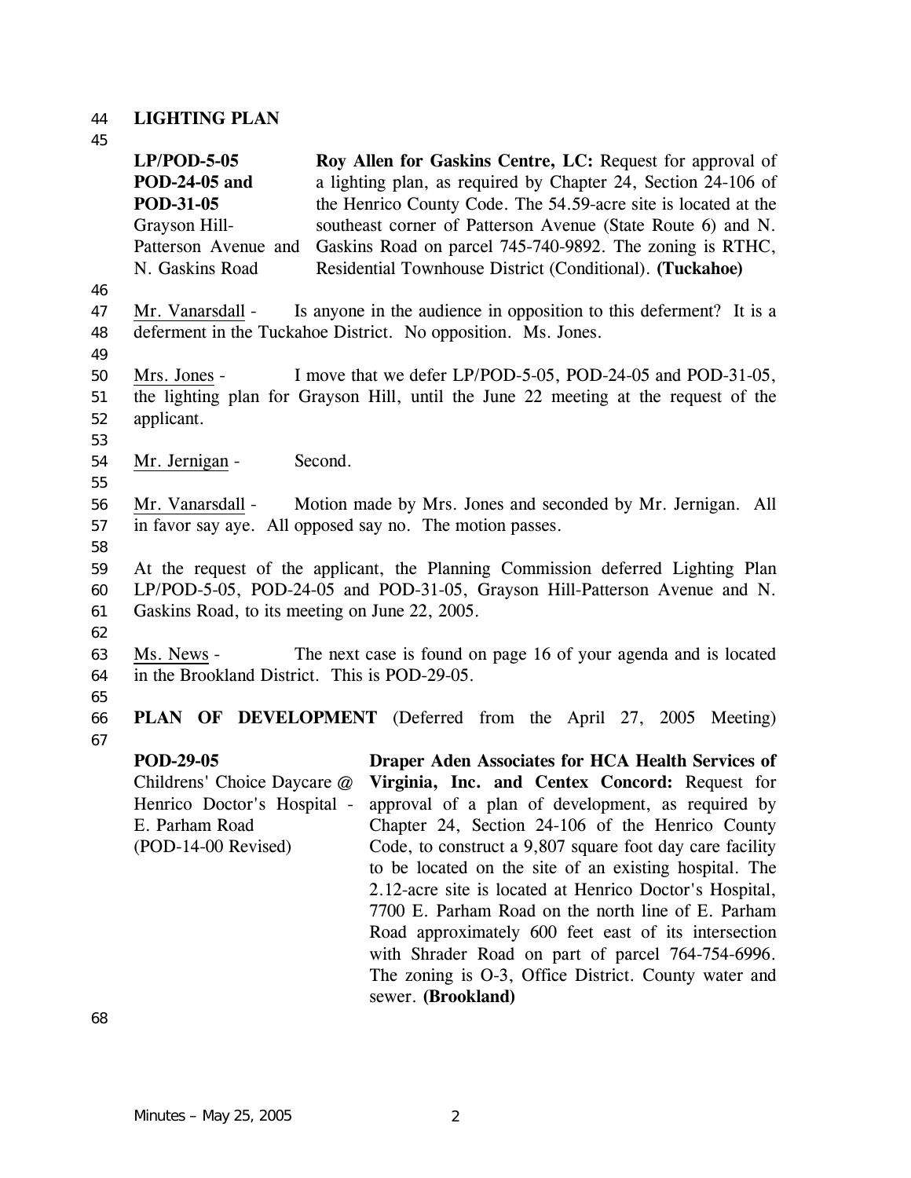## LIGHTING PLAN

| | |
|---|---|
| **LP/POD-5-05 POD-24-05 and POD-31-05** Grayson Hill- Patterson Avenue and N. Gaskins Road | **Roy Allen for Gaskins Centre, LC:** Request for approval of a lighting plan, as required by Chapter 24, Section 24-106 of the Henrico County Code. The 54.59-acre site is located at the southeast corner of Patterson Avenue (State Route 6) and N. Gaskins Road on parcel 745-740-9892. The zoning is RTHC, Residential Townhouse District (Conditional). **(Tuckahoe)** |

Mr. Vanarsdall - Is anyone in the audience in opposition to this deferment? It is a deferment in the Tuckahoe District. No opposition. Ms. Jones.

Mrs. Jones - I move that we defer LP/POD-5-05, POD-24-05 and POD-31-05, the lighting plan for Grayson Hill, until the June 22 meeting at the request of the applicant.

Mr. Jernigan - Second.

Mr. Vanarsdall - Motion made by Mrs. Jones and seconded by Mr. Jernigan. All in favor say aye. All opposed say no. The motion passes.

At the request of the applicant, the Planning Commission deferred Lighting Plan LP/POD-5-05, POD-24-05 and POD-31-05, Grayson Hill-Patterson Avenue and N. Gaskins Road, to its meeting on June 22, 2005.

Ms. News - The next case is found on page 16 of your agenda and is located in the Brookland District. This is POD-29-05.

## PLAN OF DEVELOPMENT (Deferred from the April 27, 2005 Meeting)

| | |
|---|---|
| **POD-29-05** Childrens' Choice Daycare @ Henrico Doctor's Hospital - E. Parham Road (POD-14-00 Revised) | **Draper Aden Associates for HCA Health Services of Virginia, Inc. and Centex Concord:** Request for approval of a plan of development, as required by Chapter 24, Section 24-106 of the Henrico County Code, to construct a 9,807 square foot day care facility to be located on the site of an existing hospital. The 2.12-acre site is located at Henrico Doctor's Hospital, 7700 E. Parham Road on the north line of E. Parham Road approximately 600 feet east of its intersection with Shrader Road on part of parcel 764-754-6996. The zoning is O-3, Office District. County water and sewer. **(Brookland)** |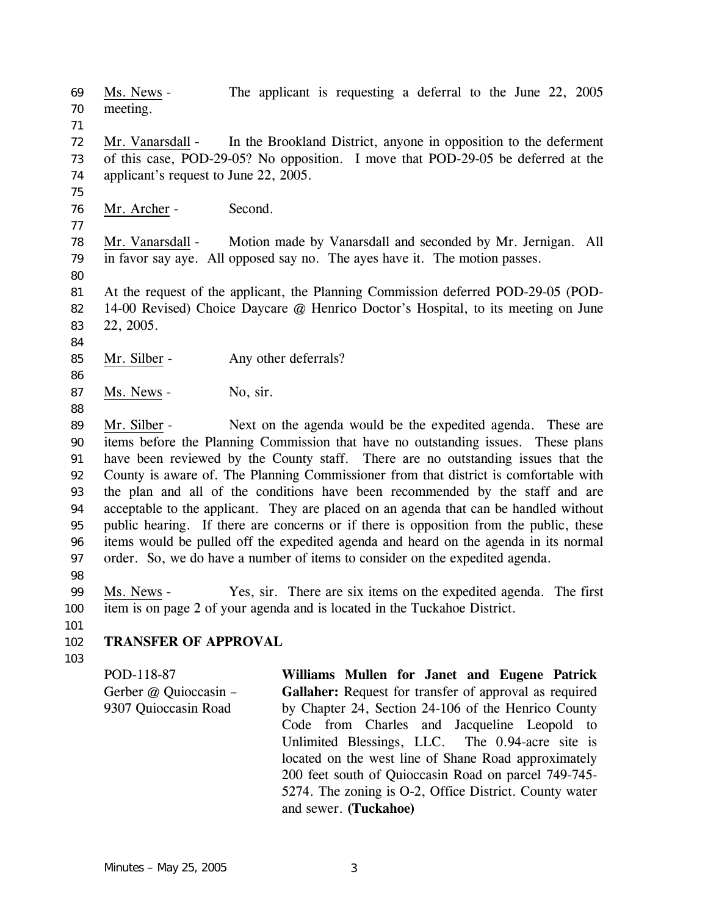Ms. News - The applicant is requesting a deferral to the June 22, 2005 meeting.

Mr. Vanarsdall - In the Brookland District, anyone in opposition to the deferment of this case, POD-29-05? No opposition. I move that POD-29-05 be deferred at the applicant's request to June 22, 2005.

Mr. Archer - Second.

Mr. Vanarsdall - Motion made by Vanarsdall and seconded by Mr. Jernigan. All in favor say aye. All opposed say no. The ayes have it. The motion passes.

At the request of the applicant, the Planning Commission deferred POD-29-05 (POD-14-00 Revised) Choice Daycare @ Henrico Doctor's Hospital, to its meeting on June 22, 2005.

Mr. Silber - Any other deferrals?

Ms. News - No, sir.

Mr. Silber - Next on the agenda would be the expedited agenda. These are items before the Planning Commission that have no outstanding issues. These plans have been reviewed by the County staff. There are no outstanding issues that the County is aware of. The Planning Commissioner from that district is comfortable with the plan and all of the conditions have been recommended by the staff and are acceptable to the applicant. They are placed on an agenda that can be handled without public hearing. If there are concerns or if there is opposition from the public, these items would be pulled off the expedited agenda and heard on the agenda in its normal order. So, we do have a number of items to consider on the expedited agenda.

Ms. News - Yes, sir. There are six items on the expedited agenda. The first item is on page 2 of your agenda and is located in the Tuckahoe District.

**TRANSFER OF APPROVAL**

POD-118-87
Gerber @ Quioccasin – 9307 Quioccasin Road

**Williams Mullen for Janet and Eugene Patrick Gallaher:** Request for transfer of approval as required by Chapter 24, Section 24-106 of the Henrico County Code from Charles and Jacqueline Leopold to Unlimited Blessings, LLC. The 0.94-acre site is located on the west line of Shane Road approximately 200 feet south of Quioccasin Road on parcel 749-745-5274. The zoning is O-2, Office District. County water and sewer. **(Tuckahoe)**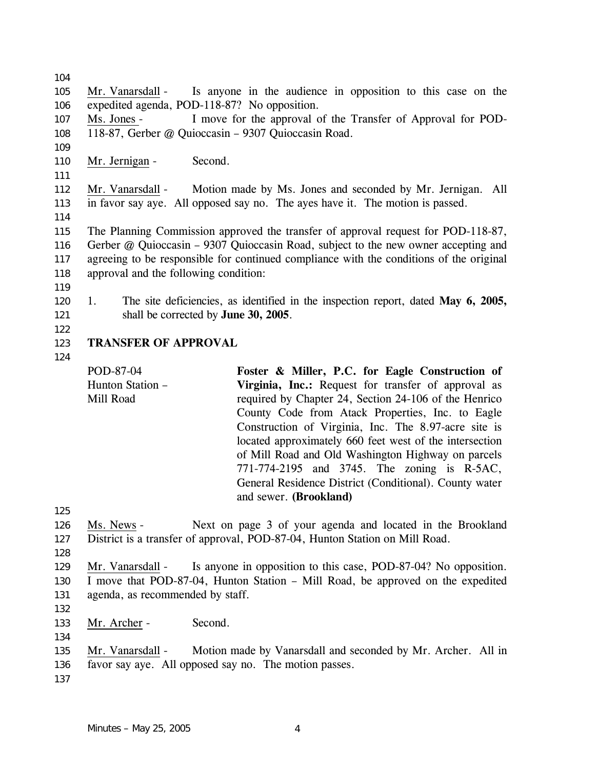Mr. Vanarsdall - Is anyone in the audience in opposition to this case on the expedited agenda, POD-118-87? No opposition.

Ms. Jones - I move for the approval of the Transfer of Approval for POD-118-87, Gerber @ Quioccasin – 9307 Quioccasin Road.

Mr. Jernigan - Second.

Mr. Vanarsdall - Motion made by Ms. Jones and seconded by Mr. Jernigan. All in favor say aye. All opposed say no. The ayes have it. The motion is passed.

The Planning Commission approved the transfer of approval request for POD-118-87, Gerber @ Quioccasin – 9307 Quioccasin Road, subject to the new owner accepting and agreeing to be responsible for continued compliance with the conditions of the original approval and the following condition:

1. The site deficiencies, as identified in the inspection report, dated **May 6, 2005,** shall be corrected by **June 30, 2005**.

**TRANSFER OF APPROVAL**

POD-87-04
Hunton Station –
Mill Road

**Foster & Miller, P.C. for Eagle Construction of Virginia, Inc.:** Request for transfer of approval as required by Chapter 24, Section 24-106 of the Henrico County Code from Atack Properties, Inc. to Eagle Construction of Virginia, Inc. The 8.97-acre site is located approximately 660 feet west of the intersection of Mill Road and Old Washington Highway on parcels 771-774-2195 and 3745. The zoning is R-5AC, General Residence District (Conditional). County water and sewer. **(Brookland)**

Ms. News - Next on page 3 of your agenda and located in the Brookland District is a transfer of approval, POD-87-04, Hunton Station on Mill Road.

Mr. Vanarsdall - Is anyone in opposition to this case, POD-87-04? No opposition. I move that POD-87-04, Hunton Station – Mill Road, be approved on the expedited agenda, as recommended by staff.

Mr. Archer - Second.

Mr. Vanarsdall - Motion made by Vanarsdall and seconded by Mr. Archer. All in favor say aye. All opposed say no. The motion passes.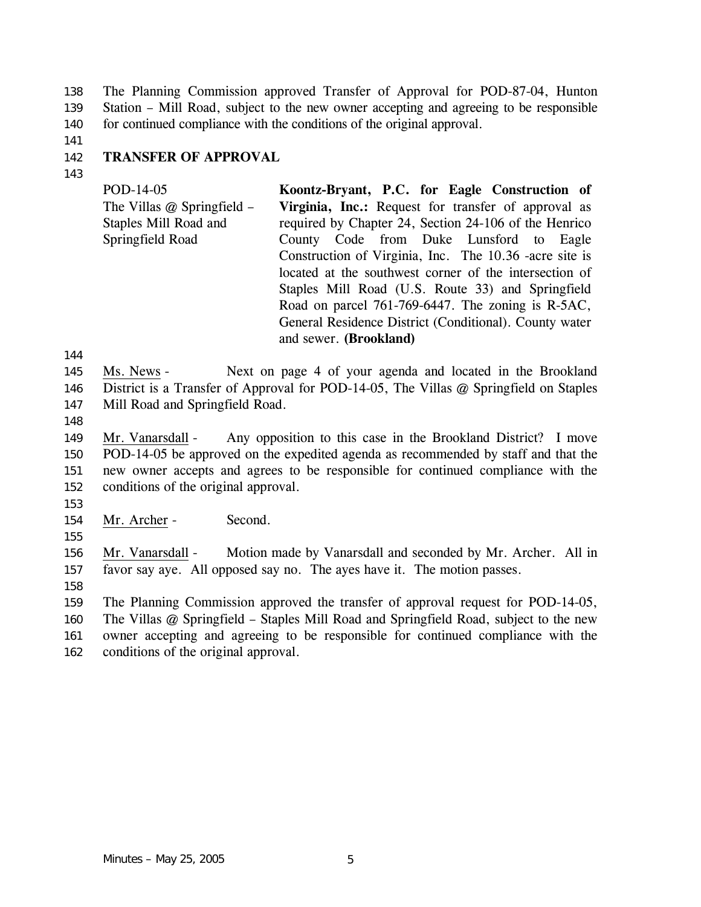The Planning Commission approved Transfer of Approval for POD-87-04, Hunton Station – Mill Road, subject to the new owner accepting and agreeing to be responsible for continued compliance with the conditions of the original approval.

## TRANSFER OF APPROVAL

| | |
|---|---|
| POD-14-05<br>The Villas @ Springfield – Staples Mill Road and Springfield Road | **Koontz-Bryant, P.C. for Eagle Construction of Virginia, Inc.:** Request for transfer of approval as required by Chapter 24, Section 24-106 of the Henrico County Code from Duke Lunsford to Eagle Construction of Virginia, Inc. The 10.36 -acre site is located at the southwest corner of the intersection of Staples Mill Road (U.S. Route 33) and Springfield Road on parcel 761-769-6447. The zoning is R-5AC, General Residence District (Conditional). County water and sewer. **(Brookland)** |

Ms. News - Next on page 4 of your agenda and located in the Brookland District is a Transfer of Approval for POD-14-05, The Villas @ Springfield on Staples Mill Road and Springfield Road.

Mr. Vanarsdall - Any opposition to this case in the Brookland District? I move POD-14-05 be approved on the expedited agenda as recommended by staff and that the new owner accepts and agrees to be responsible for continued compliance with the conditions of the original approval.

Mr. Archer - Second.

Mr. Vanarsdall - Motion made by Vanarsdall and seconded by Mr. Archer. All in favor say aye. All opposed say no. The ayes have it. The motion passes.

The Planning Commission approved the transfer of approval request for POD-14-05, The Villas @ Springfield – Staples Mill Road and Springfield Road, subject to the new owner accepting and agreeing to be responsible for continued compliance with the conditions of the original approval.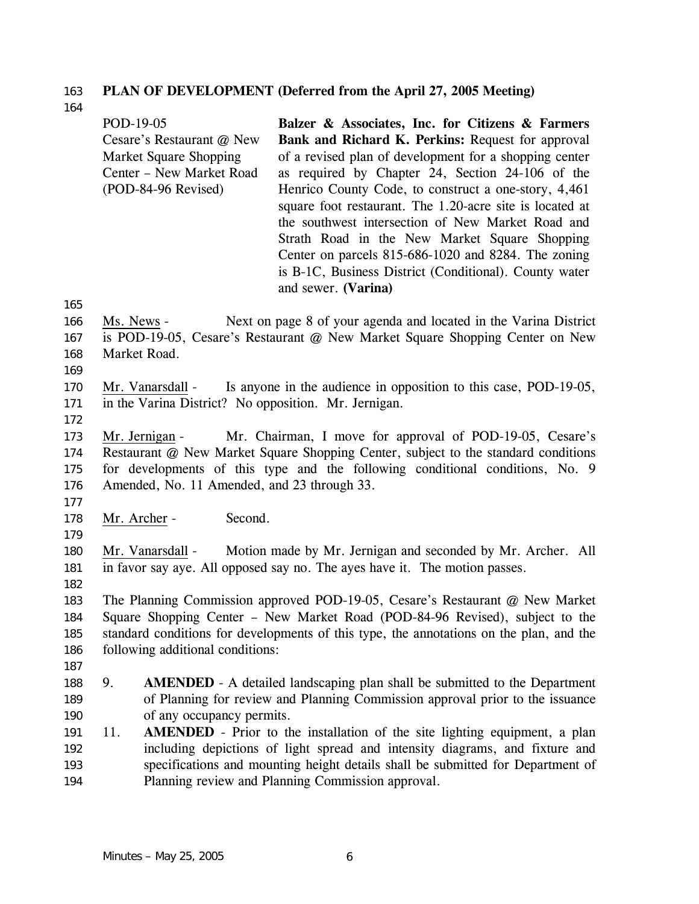**PLAN OF DEVELOPMENT (Deferred from the April 27, 2005 Meeting)**

| | |
|---|---|
| POD-19-05<br>Cesare's Restaurant @ New Market Square Shopping Center – New Market Road (POD-84-96 Revised) | **Balzer & Associates, Inc. for Citizens & Farmers Bank and Richard K. Perkins:** Request for approval of a revised plan of development for a shopping center as required by Chapter 24, Section 24-106 of the Henrico County Code, to construct a one-story, 4,461 square foot restaurant. The 1.20-acre site is located at the southwest intersection of New Market Road and Strath Road in the New Market Square Shopping Center on parcels 815-686-1020 and 8284. The zoning is B-1C, Business District (Conditional). County water and sewer. **(Varina)** |

Ms. News - Next on page 8 of your agenda and located in the Varina District is POD-19-05, Cesare's Restaurant @ New Market Square Shopping Center on New Market Road.

Mr. Vanarsdall - Is anyone in the audience in opposition to this case, POD-19-05, in the Varina District? No opposition. Mr. Jernigan.

Mr. Jernigan - Mr. Chairman, I move for approval of POD-19-05, Cesare's Restaurant @ New Market Square Shopping Center, subject to the standard conditions for developments of this type and the following conditional conditions, No. 9 Amended, No. 11 Amended, and 23 through 33.

Mr. Archer - Second.

Mr. Vanarsdall - Motion made by Mr. Jernigan and seconded by Mr. Archer. All in favor say aye. All opposed say no. The ayes have it. The motion passes.

The Planning Commission approved POD-19-05, Cesare's Restaurant @ New Market Square Shopping Center – New Market Road (POD-84-96 Revised), subject to the standard conditions for developments of this type, the annotations on the plan, and the following additional conditions:

9. **AMENDED** - A detailed landscaping plan shall be submitted to the Department of Planning for review and Planning Commission approval prior to the issuance of any occupancy permits.
11. **AMENDED** - Prior to the installation of the site lighting equipment, a plan including depictions of light spread and intensity diagrams, and fixture and specifications and mounting height details shall be submitted for Department of Planning review and Planning Commission approval.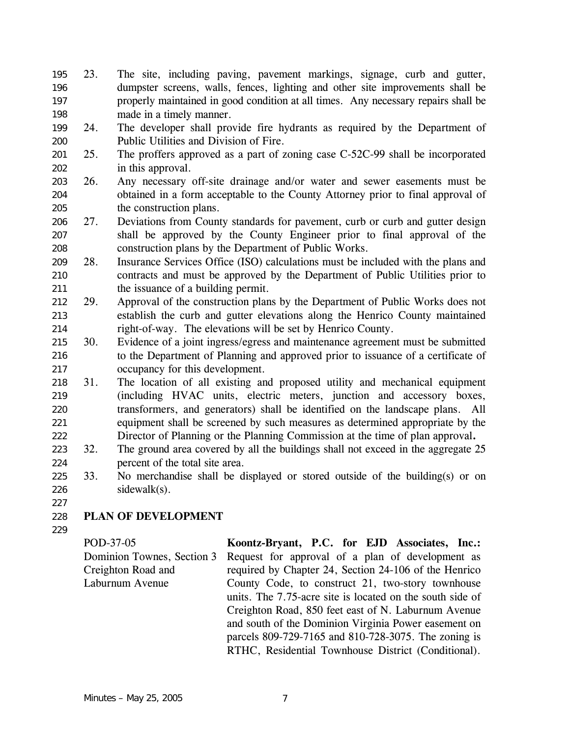23. The site, including paving, pavement markings, signage, curb and gutter, dumpster screens, walls, fences, lighting and other site improvements shall be properly maintained in good condition at all times. Any necessary repairs shall be made in a timely manner.
24. The developer shall provide fire hydrants as required by the Department of Public Utilities and Division of Fire.
25. The proffers approved as a part of zoning case C-52C-99 shall be incorporated in this approval.
26. Any necessary off-site drainage and/or water and sewer easements must be obtained in a form acceptable to the County Attorney prior to final approval of the construction plans.
27. Deviations from County standards for pavement, curb or curb and gutter design shall be approved by the County Engineer prior to final approval of the construction plans by the Department of Public Works.
28. Insurance Services Office (ISO) calculations must be included with the plans and contracts and must be approved by the Department of Public Utilities prior to the issuance of a building permit.
29. Approval of the construction plans by the Department of Public Works does not establish the curb and gutter elevations along the Henrico County maintained right-of-way. The elevations will be set by Henrico County.
30. Evidence of a joint ingress/egress and maintenance agreement must be submitted to the Department of Planning and approved prior to issuance of a certificate of occupancy for this development.
31. The location of all existing and proposed utility and mechanical equipment (including HVAC units, electric meters, junction and accessory boxes, transformers, and generators) shall be identified on the landscape plans. All equipment shall be screened by such measures as determined appropriate by the Director of Planning or the Planning Commission at the time of plan approval**.**
32. The ground area covered by all the buildings shall not exceed in the aggregate 25 percent of the total site area.
33. No merchandise shall be displayed or stored outside of the building(s) or on sidewalk(s).

## PLAN OF DEVELOPMENT

POD-37-05
Dominion Townes, Section 3
Creighton Road and
Laburnum Avenue

**Koontz-Bryant, P.C. for EJD Associates, Inc.:** Request for approval of a plan of development as required by Chapter 24, Section 24-106 of the Henrico County Code, to construct 21, two-story townhouse units. The 7.75-acre site is located on the south side of Creighton Road, 850 feet east of N. Laburnum Avenue and south of the Dominion Virginia Power easement on parcels 809-729-7165 and 810-728-3075. The zoning is RTHC, Residential Townhouse District (Conditional).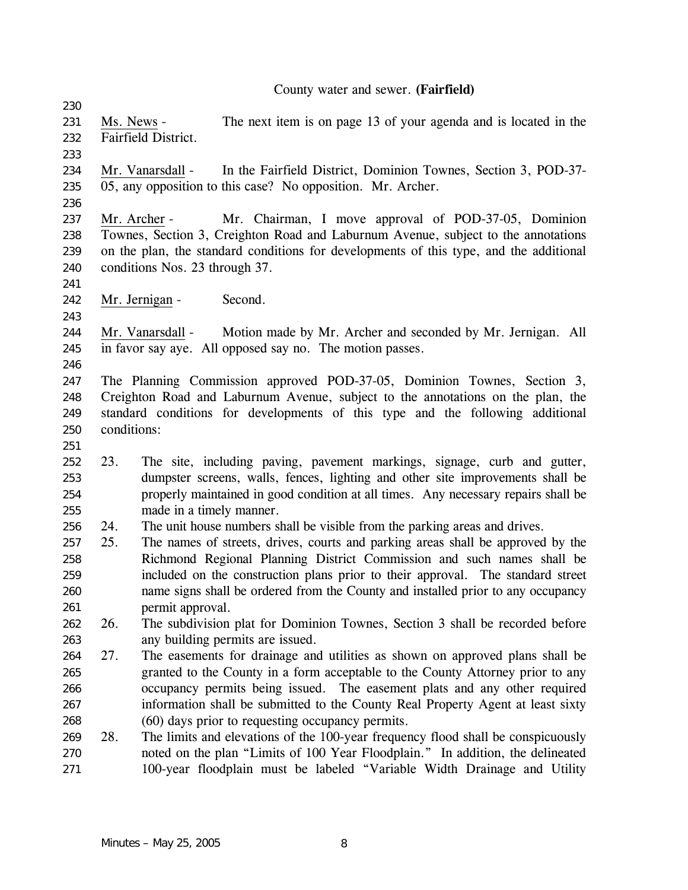County water and sewer. **(Fairfield)**

Ms. News - The next item is on page 13 of your agenda and is located in the Fairfield District.

Mr. Vanarsdall - In the Fairfield District, Dominion Townes, Section 3, POD-37-05, any opposition to this case? No opposition. Mr. Archer.

Mr. Archer - Mr. Chairman, I move approval of POD-37-05, Dominion Townes, Section 3, Creighton Road and Laburnum Avenue, subject to the annotations on the plan, the standard conditions for developments of this type, and the additional conditions Nos. 23 through 37.

Mr. Jernigan - Second.

Mr. Vanarsdall - Motion made by Mr. Archer and seconded by Mr. Jernigan. All in favor say aye. All opposed say no. The motion passes.

The Planning Commission approved POD-37-05, Dominion Townes, Section 3, Creighton Road and Laburnum Avenue, subject to the annotations on the plan, the standard conditions for developments of this type and the following additional conditions:

23. The site, including paving, pavement markings, signage, curb and gutter, dumpster screens, walls, fences, lighting and other site improvements shall be properly maintained in good condition at all times. Any necessary repairs shall be made in a timely manner.
24. The unit house numbers shall be visible from the parking areas and drives.
25. The names of streets, drives, courts and parking areas shall be approved by the Richmond Regional Planning District Commission and such names shall be included on the construction plans prior to their approval. The standard street name signs shall be ordered from the County and installed prior to any occupancy permit approval.
26. The subdivision plat for Dominion Townes, Section 3 shall be recorded before any building permits are issued.
27. The easements for drainage and utilities as shown on approved plans shall be granted to the County in a form acceptable to the County Attorney prior to any occupancy permits being issued. The easement plats and any other required information shall be submitted to the County Real Property Agent at least sixty (60) days prior to requesting occupancy permits.
28. The limits and elevations of the 100-year frequency flood shall be conspicuously noted on the plan "Limits of 100 Year Floodplain." In addition, the delineated 100-year floodplain must be labeled "Variable Width Drainage and Utility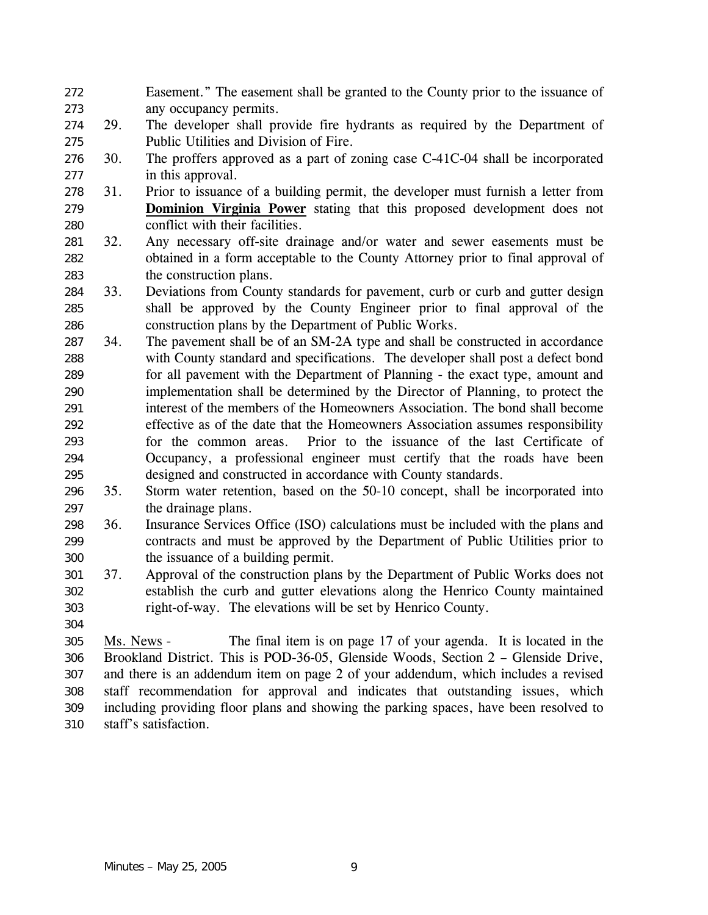Easement." The easement shall be granted to the County prior to the issuance of any occupancy permits.

29. The developer shall provide fire hydrants as required by the Department of Public Utilities and Division of Fire.
30. The proffers approved as a part of zoning case C-41C-04 shall be incorporated in this approval.
31. Prior to issuance of a building permit, the developer must furnish a letter from **Dominion Virginia Power** stating that this proposed development does not conflict with their facilities.
32. Any necessary off-site drainage and/or water and sewer easements must be obtained in a form acceptable to the County Attorney prior to final approval of the construction plans.
33. Deviations from County standards for pavement, curb or curb and gutter design shall be approved by the County Engineer prior to final approval of the construction plans by the Department of Public Works.
34. The pavement shall be of an SM-2A type and shall be constructed in accordance with County standard and specifications. The developer shall post a defect bond for all pavement with the Department of Planning - the exact type, amount and implementation shall be determined by the Director of Planning, to protect the interest of the members of the Homeowners Association. The bond shall become effective as of the date that the Homeowners Association assumes responsibility for the common areas. Prior to the issuance of the last Certificate of Occupancy, a professional engineer must certify that the roads have been designed and constructed in accordance with County standards.
35. Storm water retention, based on the 50-10 concept, shall be incorporated into the drainage plans.
36. Insurance Services Office (ISO) calculations must be included with the plans and contracts and must be approved by the Department of Public Utilities prior to the issuance of a building permit.
37. Approval of the construction plans by the Department of Public Works does not establish the curb and gutter elevations along the Henrico County maintained right-of-way. The elevations will be set by Henrico County.

Ms. News - The final item is on page 17 of your agenda. It is located in the Brookland District. This is POD-36-05, Glenside Woods, Section 2 – Glenside Drive, and there is an addendum item on page 2 of your addendum, which includes a revised staff recommendation for approval and indicates that outstanding issues, which including providing floor plans and showing the parking spaces, have been resolved to staff's satisfaction.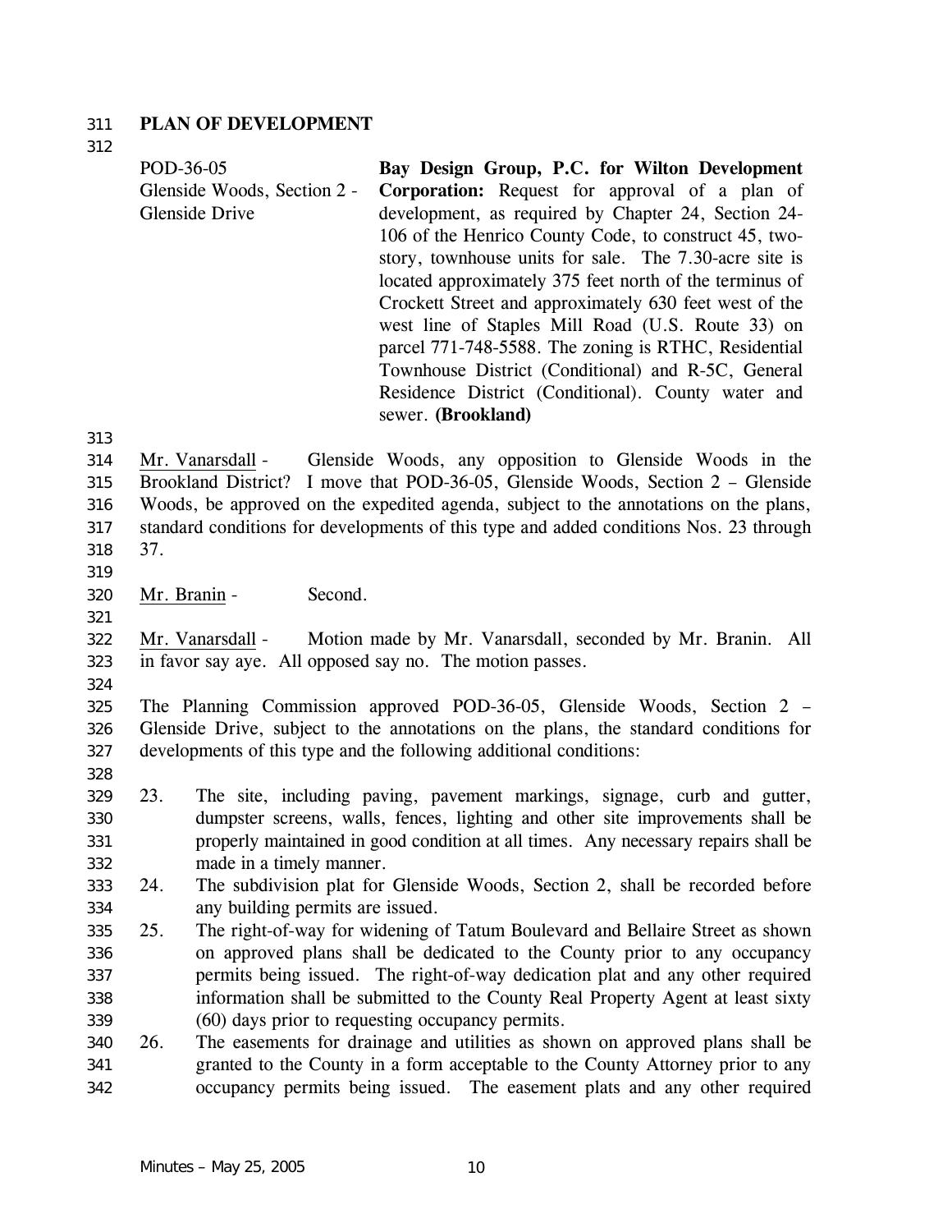## PLAN OF DEVELOPMENT

POD-36-05
Glenside Woods, Section 2 - Glenside Drive

**Bay Design Group, P.C. for Wilton Development Corporation:** Request for approval of a plan of development, as required by Chapter 24, Section 24-106 of the Henrico County Code, to construct 45, two-story, townhouse units for sale. The 7.30-acre site is located approximately 375 feet north of the terminus of Crockett Street and approximately 630 feet west of the west line of Staples Mill Road (U.S. Route 33) on parcel 771-748-5588. The zoning is RTHC, Residential Townhouse District (Conditional) and R-5C, General Residence District (Conditional). County water and sewer. **(Brookland)**

Mr. Vanarsdall - Glenside Woods, any opposition to Glenside Woods in the Brookland District? I move that POD-36-05, Glenside Woods, Section 2 – Glenside Woods, be approved on the expedited agenda, subject to the annotations on the plans, standard conditions for developments of this type and added conditions Nos. 23 through 37.

Mr. Branin - Second.

Mr. Vanarsdall - Motion made by Mr. Vanarsdall, seconded by Mr. Branin. All in favor say aye. All opposed say no. The motion passes.

The Planning Commission approved POD-36-05, Glenside Woods, Section 2 – Glenside Drive, subject to the annotations on the plans, the standard conditions for developments of this type and the following additional conditions:

23. The site, including paving, pavement markings, signage, curb and gutter, dumpster screens, walls, fences, lighting and other site improvements shall be properly maintained in good condition at all times. Any necessary repairs shall be made in a timely manner.
24. The subdivision plat for Glenside Woods, Section 2, shall be recorded before any building permits are issued.
25. The right-of-way for widening of Tatum Boulevard and Bellaire Street as shown on approved plans shall be dedicated to the County prior to any occupancy permits being issued. The right-of-way dedication plat and any other required information shall be submitted to the County Real Property Agent at least sixty (60) days prior to requesting occupancy permits.
26. The easements for drainage and utilities as shown on approved plans shall be granted to the County in a form acceptable to the County Attorney prior to any occupancy permits being issued. The easement plats and any other required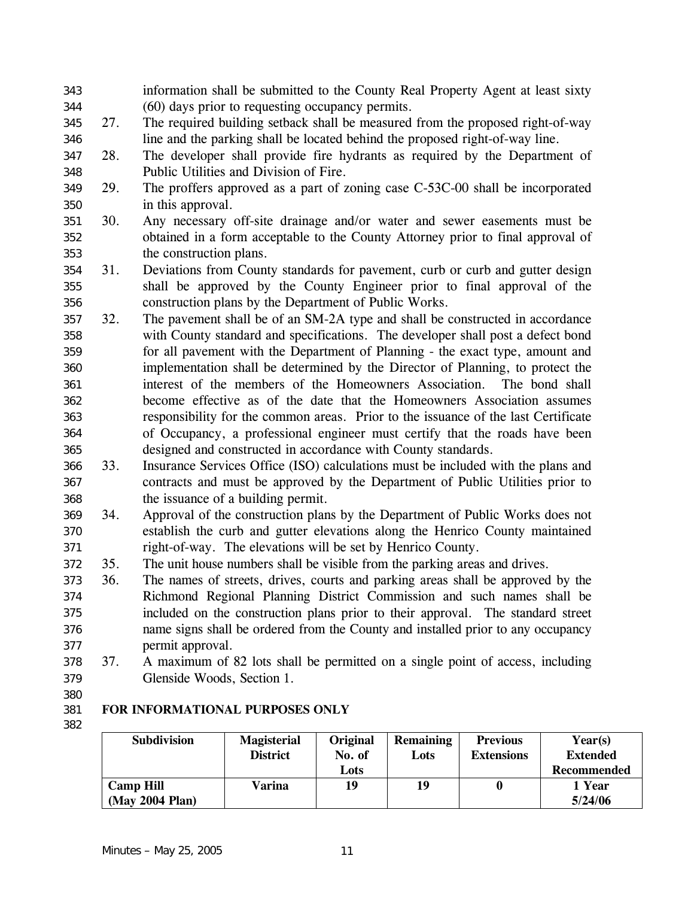information shall be submitted to the County Real Property Agent at least sixty (60) days prior to requesting occupancy permits.

27. The required building setback shall be measured from the proposed right-of-way line and the parking shall be located behind the proposed right-of-way line.
28. The developer shall provide fire hydrants as required by the Department of Public Utilities and Division of Fire.
29. The proffers approved as a part of zoning case C-53C-00 shall be incorporated in this approval.
30. Any necessary off-site drainage and/or water and sewer easements must be obtained in a form acceptable to the County Attorney prior to final approval of the construction plans.
31. Deviations from County standards for pavement, curb or curb and gutter design shall be approved by the County Engineer prior to final approval of the construction plans by the Department of Public Works.
32. The pavement shall be of an SM-2A type and shall be constructed in accordance with County standard and specifications. The developer shall post a defect bond for all pavement with the Department of Planning - the exact type, amount and implementation shall be determined by the Director of Planning, to protect the interest of the members of the Homeowners Association. The bond shall become effective as of the date that the Homeowners Association assumes responsibility for the common areas. Prior to the issuance of the last Certificate of Occupancy, a professional engineer must certify that the roads have been designed and constructed in accordance with County standards.
33. Insurance Services Office (ISO) calculations must be included with the plans and contracts and must be approved by the Department of Public Utilities prior to the issuance of a building permit.
34. Approval of the construction plans by the Department of Public Works does not establish the curb and gutter elevations along the Henrico County maintained right-of-way. The elevations will be set by Henrico County.
35. The unit house numbers shall be visible from the parking areas and drives.
36. The names of streets, drives, courts and parking areas shall be approved by the Richmond Regional Planning District Commission and such names shall be included on the construction plans prior to their approval. The standard street name signs shall be ordered from the County and installed prior to any occupancy permit approval.
37. A maximum of 82 lots shall be permitted on a single point of access, including Glenside Woods, Section 1.

**FOR INFORMATIONAL PURPOSES ONLY**

| Subdivision | Magisterial District | Original No. of Lots | Remaining Lots | Previous Extensions | Year(s) Extended Recommended |
|---|---|---|---|---|---|
| **Camp Hill (May 2004 Plan)** | **Varina** | **19** | **19** | **0** | **1 Year 5/24/06** |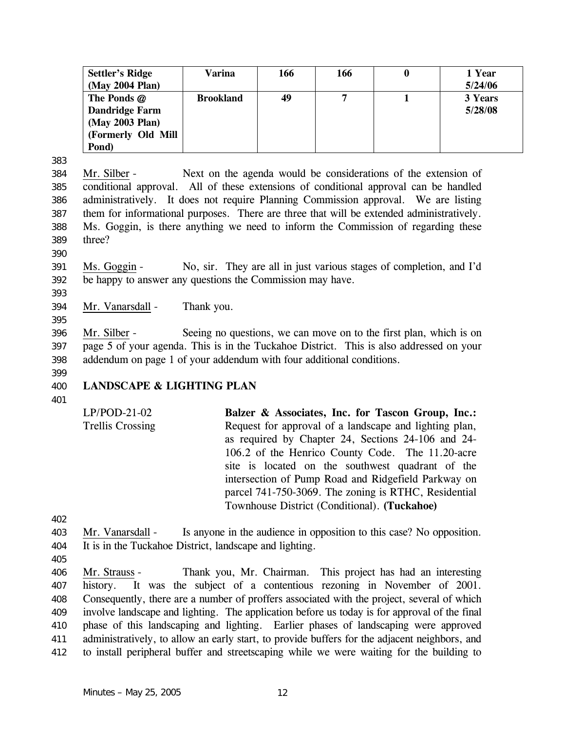| Settler's Ridge (May 2004 Plan) | Varina | 166 | 166 | 0 | 1 Year 5/24/06 |
|---|---|---|---|---|---|
| The Ponds @ Dandridge Farm (May 2003 Plan) (Formerly Old Mill Pond) | Brookland | 49 | 7 | 1 | 3 Years 5/28/08 |

Mr. Silber - Next on the agenda would be considerations of the extension of conditional approval. All of these extensions of conditional approval can be handled administratively. It does not require Planning Commission approval. We are listing them for informational purposes. There are three that will be extended administratively. Ms. Goggin, is there anything we need to inform the Commission of regarding these three?

Ms. Goggin - No, sir. They are all in just various stages of completion, and I'd be happy to answer any questions the Commission may have.

Mr. Vanarsdall - Thank you.

Mr. Silber - Seeing no questions, we can move on to the first plan, which is on page 5 of your agenda. This is in the Tuckahoe District. This is also addressed on your addendum on page 1 of your addendum with four additional conditions.

## LANDSCAPE & LIGHTING PLAN

LP/POD-21-02
Trellis Crossing

**Balzer & Associates, Inc. for Tascon Group, Inc.:** Request for approval of a landscape and lighting plan, as required by Chapter 24, Sections 24-106 and 24-106.2 of the Henrico County Code. The 11.20-acre site is located on the southwest quadrant of the intersection of Pump Road and Ridgefield Parkway on parcel 741-750-3069. The zoning is RTHC, Residential Townhouse District (Conditional). **(Tuckahoe)**

Mr. Vanarsdall - Is anyone in the audience in opposition to this case? No opposition. It is in the Tuckahoe District, landscape and lighting.

Mr. Strauss - Thank you, Mr. Chairman. This project has had an interesting history. It was the subject of a contentious rezoning in November of 2001. Consequently, there are a number of proffers associated with the project, several of which involve landscape and lighting. The application before us today is for approval of the final phase of this landscaping and lighting. Earlier phases of landscaping were approved administratively, to allow an early start, to provide buffers for the adjacent neighbors, and to install peripheral buffer and streetscaping while we were waiting for the building to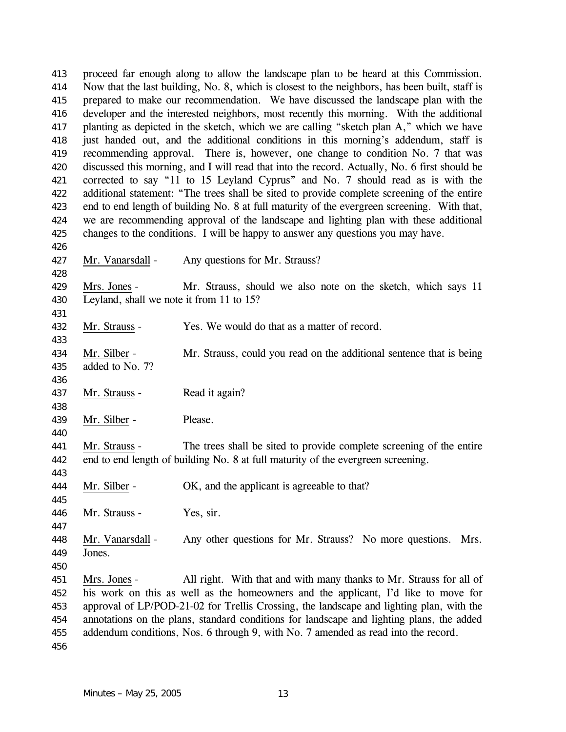proceed far enough along to allow the landscape plan to be heard at this Commission. Now that the last building, No. 8, which is closest to the neighbors, has been built, staff is prepared to make our recommendation. We have discussed the landscape plan with the developer and the interested neighbors, most recently this morning. With the additional planting as depicted in the sketch, which we are calling "sketch plan A," which we have just handed out, and the additional conditions in this morning's addendum, staff is recommending approval. There is, however, one change to condition No. 7 that was discussed this morning, and I will read that into the record. Actually, No. 6 first should be corrected to say "11 to 15 Leyland Cyprus" and No. 7 should read as is with the additional statement: "The trees shall be sited to provide complete screening of the entire end to end length of building No. 8 at full maturity of the evergreen screening. With that, we are recommending approval of the landscape and lighting plan with these additional changes to the conditions. I will be happy to answer any questions you may have.

Mr. Vanarsdall - Any questions for Mr. Strauss?

Mrs. Jones - Mr. Strauss, should we also note on the sketch, which says 11 Leyland, shall we note it from 11 to 15?

Mr. Strauss - Yes. We would do that as a matter of record.

Mr. Silber - Mr. Strauss, could you read on the additional sentence that is being added to No. 7?

Mr. Strauss - Read it again?

Mr. Silber - Please.

Mr. Strauss - The trees shall be sited to provide complete screening of the entire end to end length of building No. 8 at full maturity of the evergreen screening.

Mr. Silber - OK, and the applicant is agreeable to that?

Mr. Strauss - Yes, sir.

Mr. Vanarsdall - Any other questions for Mr. Strauss? No more questions. Mrs. Jones.

Mrs. Jones - All right. With that and with many thanks to Mr. Strauss for all of his work on this as well as the homeowners and the applicant, I'd like to move for approval of LP/POD-21-02 for Trellis Crossing, the landscape and lighting plan, with the annotations on the plans, standard conditions for landscape and lighting plans, the added addendum conditions, Nos. 6 through 9, with No. 7 amended as read into the record.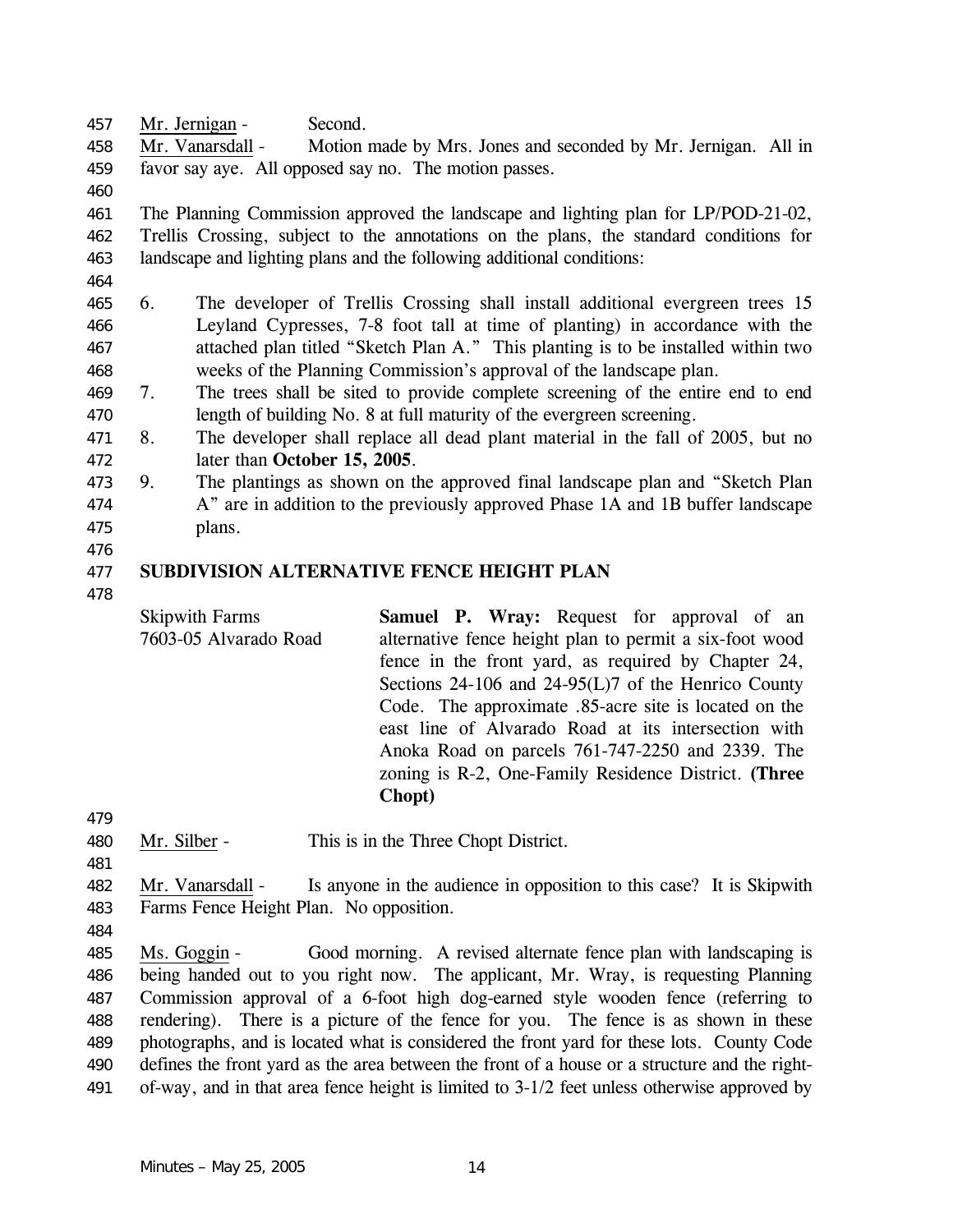Mr. Jernigan - Second.

Mr. Vanarsdall - Motion made by Mrs. Jones and seconded by Mr. Jernigan. All in favor say aye. All opposed say no. The motion passes.

The Planning Commission approved the landscape and lighting plan for LP/POD-21-02, Trellis Crossing, subject to the annotations on the plans, the standard conditions for landscape and lighting plans and the following additional conditions:

6. The developer of Trellis Crossing shall install additional evergreen trees 15 Leyland Cypresses, 7-8 foot tall at time of planting) in accordance with the attached plan titled "Sketch Plan A." This planting is to be installed within two weeks of the Planning Commission's approval of the landscape plan.
7. The trees shall be sited to provide complete screening of the entire end to end length of building No. 8 at full maturity of the evergreen screening.
8. The developer shall replace all dead plant material in the fall of 2005, but no later than **October 15, 2005**.
9. The plantings as shown on the approved final landscape plan and "Sketch Plan A" are in addition to the previously approved Phase 1A and 1B buffer landscape plans.

**SUBDIVISION ALTERNATIVE FENCE HEIGHT PLAN**

Skipwith Farms
7603-05 Alvarado Road

**Samuel P. Wray:** Request for approval of an alternative fence height plan to permit a six-foot wood fence in the front yard, as required by Chapter 24, Sections 24-106 and 24-95(L)7 of the Henrico County Code. The approximate .85-acre site is located on the east line of Alvarado Road at its intersection with Anoka Road on parcels 761-747-2250 and 2339. The zoning is R-2, One-Family Residence District. **(Three Chopt)**

Mr. Silber - This is in the Three Chopt District.

Mr. Vanarsdall - Is anyone in the audience in opposition to this case? It is Skipwith Farms Fence Height Plan. No opposition.

Ms. Goggin - Good morning. A revised alternate fence plan with landscaping is being handed out to you right now. The applicant, Mr. Wray, is requesting Planning Commission approval of a 6-foot high dog-earned style wooden fence (referring to rendering). There is a picture of the fence for you. The fence is as shown in these photographs, and is located what is considered the front yard for these lots. County Code defines the front yard as the area between the front of a house or a structure and the right-of-way, and in that area fence height is limited to 3-1/2 feet unless otherwise approved by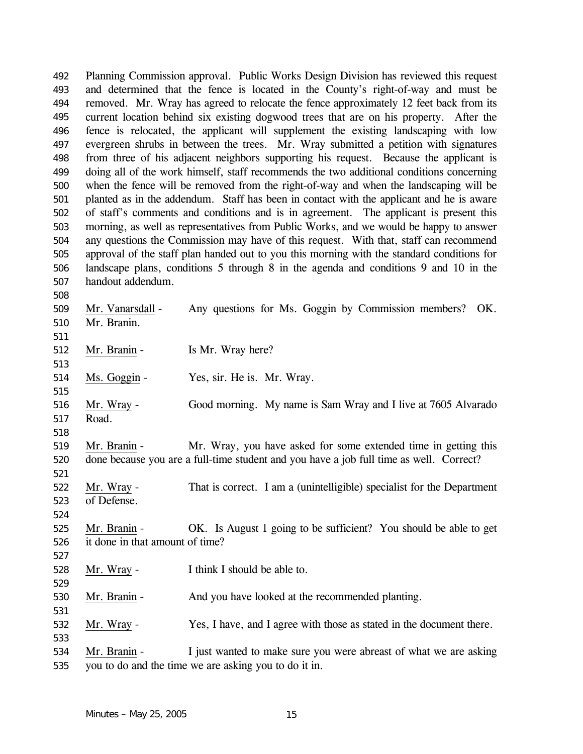Planning Commission approval. Public Works Design Division has reviewed this request and determined that the fence is located in the County's right-of-way and must be removed. Mr. Wray has agreed to relocate the fence approximately 12 feet back from its current location behind six existing dogwood trees that are on his property. After the fence is relocated, the applicant will supplement the existing landscaping with low evergreen shrubs in between the trees. Mr. Wray submitted a petition with signatures from three of his adjacent neighbors supporting his request. Because the applicant is doing all of the work himself, staff recommends the two additional conditions concerning when the fence will be removed from the right-of-way and when the landscaping will be planted as in the addendum. Staff has been in contact with the applicant and he is aware of staff's comments and conditions and is in agreement. The applicant is present this morning, as well as representatives from Public Works, and we would be happy to answer any questions the Commission may have of this request. With that, staff can recommend approval of the staff plan handed out to you this morning with the standard conditions for landscape plans, conditions 5 through 8 in the agenda and conditions 9 and 10 in the handout addendum.

Mr. Vanarsdall - Any questions for Ms. Goggin by Commission members? OK. Mr. Branin.

Mr. Branin - Is Mr. Wray here?

Ms. Goggin - Yes, sir. He is. Mr. Wray.

Mr. Wray - Good morning. My name is Sam Wray and I live at 7605 Alvarado Road.

Mr. Branin - Mr. Wray, you have asked for some extended time in getting this done because you are a full-time student and you have a job full time as well. Correct?

Mr. Wray - That is correct. I am a (unintelligible) specialist for the Department of Defense.

Mr. Branin - OK. Is August 1 going to be sufficient? You should be able to get it done in that amount of time?

Mr. Wray - I think I should be able to.

Mr. Branin - And you have looked at the recommended planting.

Mr. Wray - Yes, I have, and I agree with those as stated in the document there.

Mr. Branin - I just wanted to make sure you were abreast of what we are asking you to do and the time we are asking you to do it in.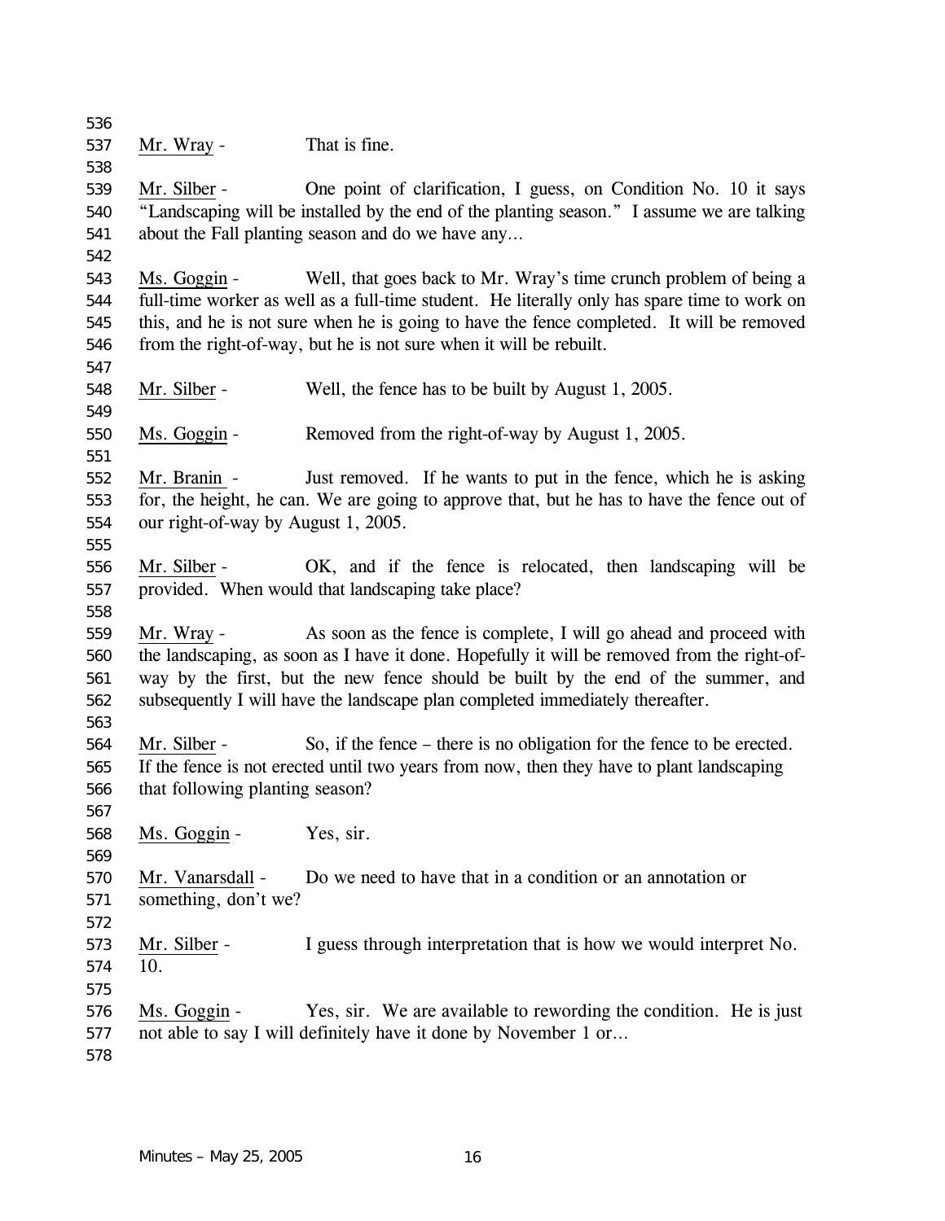Mr. Wray - That is fine.

Mr. Silber - One point of clarification, I guess, on Condition No. 10 it says "Landscaping will be installed by the end of the planting season." I assume we are talking about the Fall planting season and do we have any…

Ms. Goggin - Well, that goes back to Mr. Wray's time crunch problem of being a full-time worker as well as a full-time student. He literally only has spare time to work on this, and he is not sure when he is going to have the fence completed. It will be removed from the right-of-way, but he is not sure when it will be rebuilt.

Mr. Silber - Well, the fence has to be built by August 1, 2005.

Ms. Goggin - Removed from the right-of-way by August 1, 2005.

Mr. Branin - Just removed. If he wants to put in the fence, which he is asking for, the height, he can. We are going to approve that, but he has to have the fence out of our right-of-way by August 1, 2005.

Mr. Silber - OK, and if the fence is relocated, then landscaping will be provided. When would that landscaping take place?

Mr. Wray - As soon as the fence is complete, I will go ahead and proceed with the landscaping, as soon as I have it done. Hopefully it will be removed from the right-of-way by the first, but the new fence should be built by the end of the summer, and subsequently I will have the landscape plan completed immediately thereafter.

Mr. Silber - So, if the fence – there is no obligation for the fence to be erected. If the fence is not erected until two years from now, then they have to plant landscaping that following planting season?

Ms. Goggin - Yes, sir.

Mr. Vanarsdall - Do we need to have that in a condition or an annotation or something, don't we?

Mr. Silber - I guess through interpretation that is how we would interpret No. 10.

Ms. Goggin - Yes, sir. We are available to rewording the condition. He is just not able to say I will definitely have it done by November 1 or…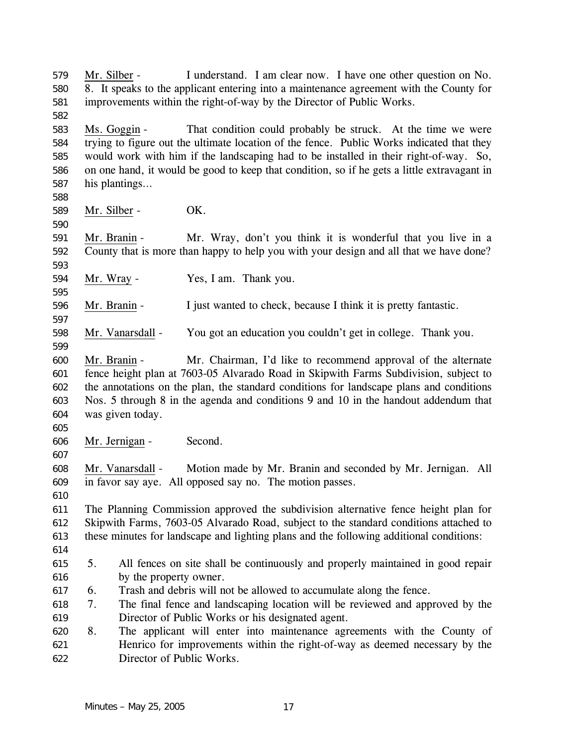Mr. Silber - I understand. I am clear now. I have one other question on No. 8. It speaks to the applicant entering into a maintenance agreement with the County for improvements within the right-of-way by the Director of Public Works.

Ms. Goggin - That condition could probably be struck. At the time we were trying to figure out the ultimate location of the fence. Public Works indicated that they would work with him if the landscaping had to be installed in their right-of-way. So, on one hand, it would be good to keep that condition, so if he gets a little extravagant in his plantings…

Mr. Silber - OK.

Mr. Branin - Mr. Wray, don't you think it is wonderful that you live in a County that is more than happy to help you with your design and all that we have done?

Mr. Wray - Yes, I am. Thank you.

Mr. Branin - I just wanted to check, because I think it is pretty fantastic.

Mr. Vanarsdall - You got an education you couldn't get in college. Thank you.

Mr. Branin - Mr. Chairman, I'd like to recommend approval of the alternate fence height plan at 7603-05 Alvarado Road in Skipwith Farms Subdivision, subject to the annotations on the plan, the standard conditions for landscape plans and conditions Nos. 5 through 8 in the agenda and conditions 9 and 10 in the handout addendum that was given today.

Mr. Jernigan - Second.

Mr. Vanarsdall - Motion made by Mr. Branin and seconded by Mr. Jernigan. All in favor say aye. All opposed say no. The motion passes.

The Planning Commission approved the subdivision alternative fence height plan for Skipwith Farms, 7603-05 Alvarado Road, subject to the standard conditions attached to these minutes for landscape and lighting plans and the following additional conditions:

5. All fences on site shall be continuously and properly maintained in good repair by the property owner.
6. Trash and debris will not be allowed to accumulate along the fence.
7. The final fence and landscaping location will be reviewed and approved by the Director of Public Works or his designated agent.
8. The applicant will enter into maintenance agreements with the County of Henrico for improvements within the right-of-way as deemed necessary by the Director of Public Works.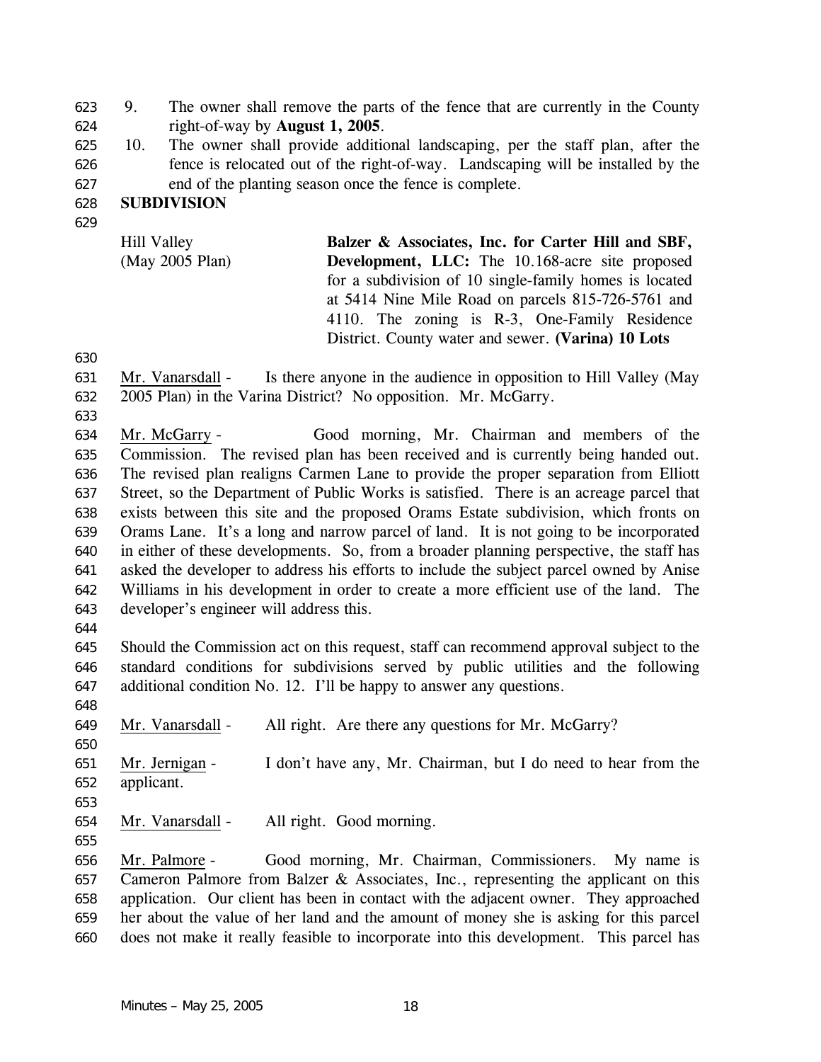9. The owner shall remove the parts of the fence that are currently in the County right-of-way by **August 1, 2005**.
10. The owner shall provide additional landscaping, per the staff plan, after the fence is relocated out of the right-of-way. Landscaping will be installed by the end of the planting season once the fence is complete.

**SUBDIVISION**

| | |
|---|---|
| Hill Valley (May 2005 Plan) | **Balzer & Associates, Inc. for Carter Hill and SBF, Development, LLC:** The 10.168-acre site proposed for a subdivision of 10 single-family homes is located at 5414 Nine Mile Road on parcels 815-726-5761 and 4110. The zoning is R-3, One-Family Residence District. County water and sewer. **(Varina) 10 Lots** |

Mr. Vanarsdall - Is there anyone in the audience in opposition to Hill Valley (May 2005 Plan) in the Varina District? No opposition. Mr. McGarry.

Mr. McGarry - Good morning, Mr. Chairman and members of the Commission. The revised plan has been received and is currently being handed out. The revised plan realigns Carmen Lane to provide the proper separation from Elliott Street, so the Department of Public Works is satisfied. There is an acreage parcel that exists between this site and the proposed Orams Estate subdivision, which fronts on Orams Lane. It's a long and narrow parcel of land. It is not going to be incorporated in either of these developments. So, from a broader planning perspective, the staff has asked the developer to address his efforts to include the subject parcel owned by Anise Williams in his development in order to create a more efficient use of the land. The developer's engineer will address this.

Should the Commission act on this request, staff can recommend approval subject to the standard conditions for subdivisions served by public utilities and the following additional condition No. 12. I'll be happy to answer any questions.

Mr. Vanarsdall - All right. Are there any questions for Mr. McGarry?

Mr. Jernigan - I don't have any, Mr. Chairman, but I do need to hear from the applicant.

Mr. Vanarsdall - All right. Good morning.

Mr. Palmore - Good morning, Mr. Chairman, Commissioners. My name is Cameron Palmore from Balzer & Associates, Inc., representing the applicant on this application. Our client has been in contact with the adjacent owner. They approached her about the value of her land and the amount of money she is asking for this parcel does not make it really feasible to incorporate into this development. This parcel has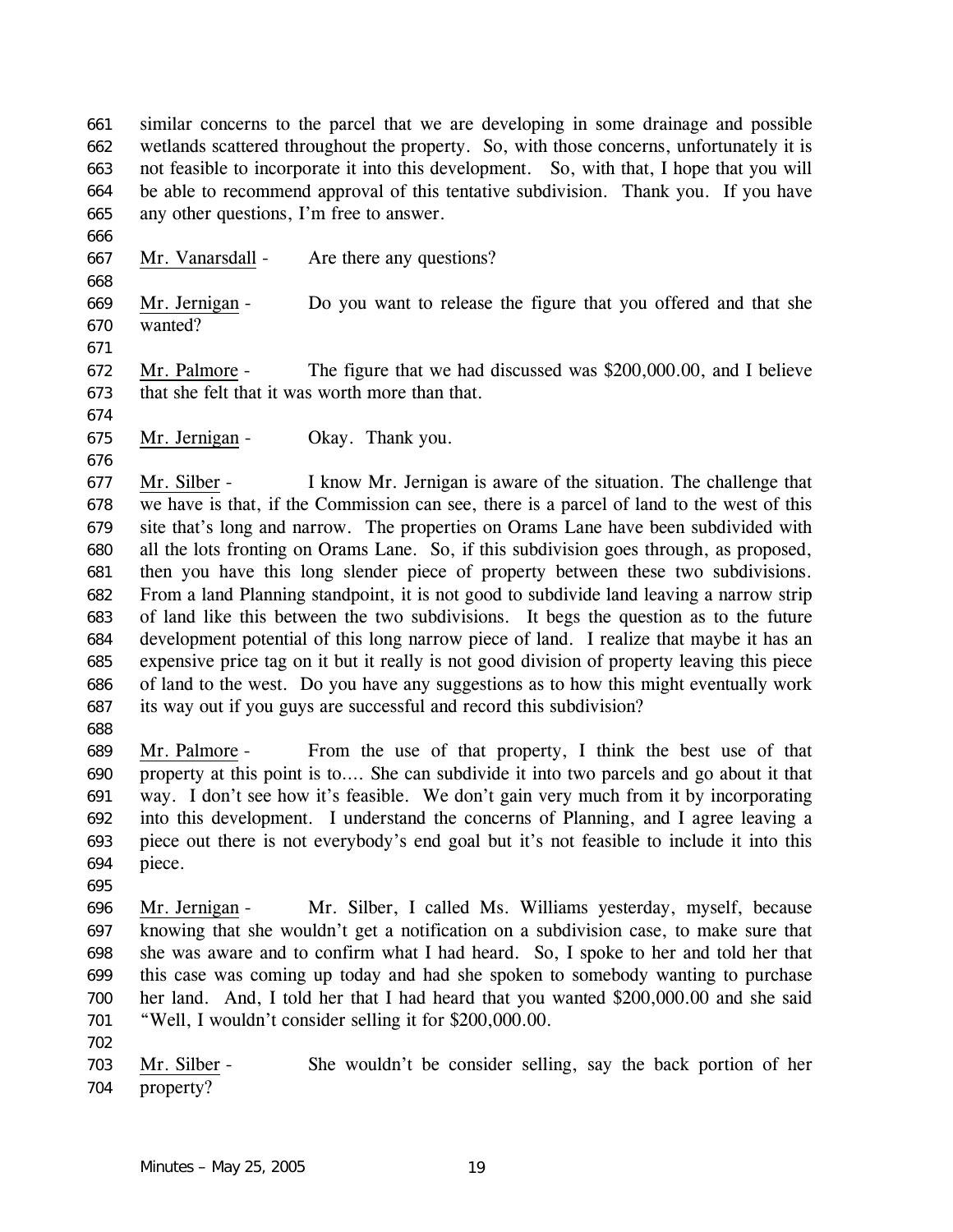similar concerns to the parcel that we are developing in some drainage and possible wetlands scattered throughout the property. So, with those concerns, unfortunately it is not feasible to incorporate it into this development. So, with that, I hope that you will be able to recommend approval of this tentative subdivision. Thank you. If you have any other questions, I'm free to answer.

Mr. Vanarsdall - Are there any questions?

Mr. Jernigan - Do you want to release the figure that you offered and that she wanted?

Mr. Palmore - The figure that we had discussed was $200,000.00, and I believe that she felt that it was worth more than that.

Mr. Jernigan - Okay. Thank you.

Mr. Silber - I know Mr. Jernigan is aware of the situation. The challenge that we have is that, if the Commission can see, there is a parcel of land to the west of this site that's long and narrow. The properties on Orams Lane have been subdivided with all the lots fronting on Orams Lane. So, if this subdivision goes through, as proposed, then you have this long slender piece of property between these two subdivisions. From a land Planning standpoint, it is not good to subdivide land leaving a narrow strip of land like this between the two subdivisions. It begs the question as to the future development potential of this long narrow piece of land. I realize that maybe it has an expensive price tag on it but it really is not good division of property leaving this piece of land to the west. Do you have any suggestions as to how this might eventually work its way out if you guys are successful and record this subdivision?

Mr. Palmore - From the use of that property, I think the best use of that property at this point is to.... She can subdivide it into two parcels and go about it that way. I don't see how it's feasible. We don't gain very much from it by incorporating into this development. I understand the concerns of Planning, and I agree leaving a piece out there is not everybody's end goal but it's not feasible to include it into this piece.

Mr. Jernigan - Mr. Silber, I called Ms. Williams yesterday, myself, because knowing that she wouldn't get a notification on a subdivision case, to make sure that she was aware and to confirm what I had heard. So, I spoke to her and told her that this case was coming up today and had she spoken to somebody wanting to purchase her land. And, I told her that I had heard that you wanted $200,000.00 and she said "Well, I wouldn't consider selling it for $200,000.00.

Mr. Silber - She wouldn't be consider selling, say the back portion of her property?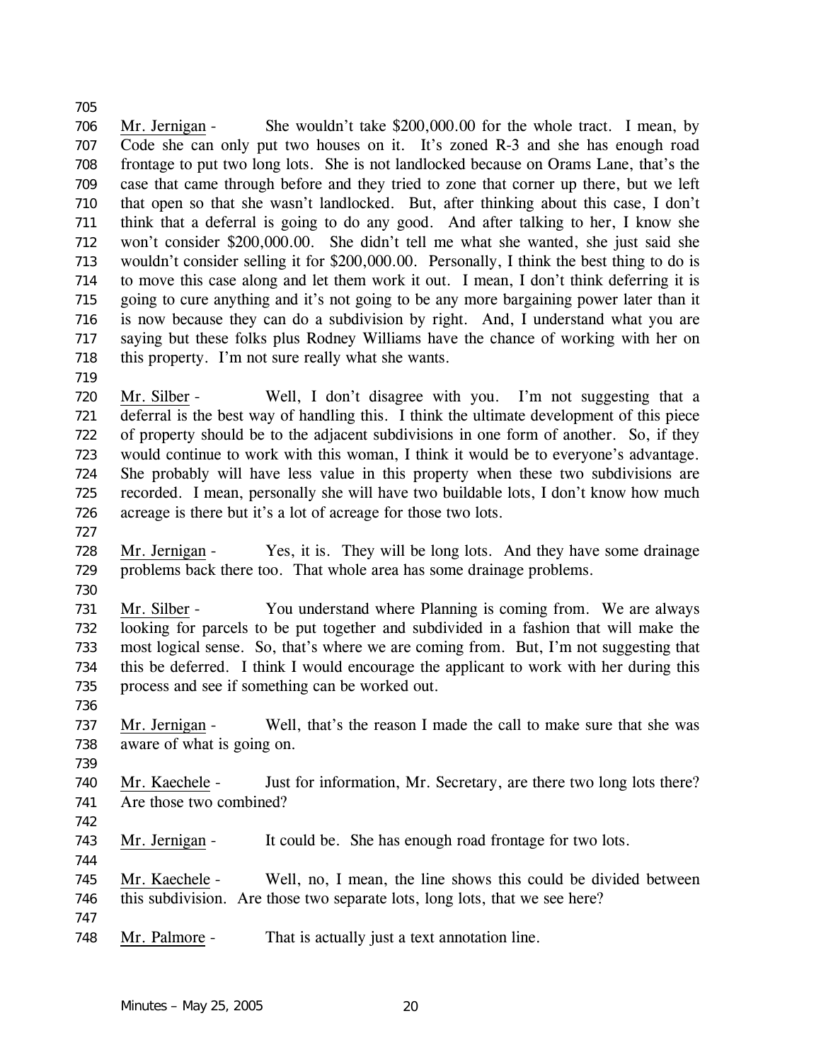Mr. Jernigan - She wouldn't take $200,000.00 for the whole tract. I mean, by Code she can only put two houses on it. It's zoned R-3 and she has enough road frontage to put two long lots. She is not landlocked because on Orams Lane, that's the case that came through before and they tried to zone that corner up there, but we left that open so that she wasn't landlocked. But, after thinking about this case, I don't think that a deferral is going to do any good. And after talking to her, I know she won't consider $200,000.00. She didn't tell me what she wanted, she just said she wouldn't consider selling it for $200,000.00. Personally, I think the best thing to do is to move this case along and let them work it out. I mean, I don't think deferring it is going to cure anything and it's not going to be any more bargaining power later than it is now because they can do a subdivision by right. And, I understand what you are saying but these folks plus Rodney Williams have the chance of working with her on this property. I'm not sure really what she wants.

Mr. Silber - Well, I don't disagree with you. I'm not suggesting that a deferral is the best way of handling this. I think the ultimate development of this piece of property should be to the adjacent subdivisions in one form of another. So, if they would continue to work with this woman, I think it would be to everyone's advantage. She probably will have less value in this property when these two subdivisions are recorded. I mean, personally she will have two buildable lots, I don't know how much acreage is there but it's a lot of acreage for those two lots.

Mr. Jernigan - Yes, it is. They will be long lots. And they have some drainage problems back there too. That whole area has some drainage problems.

Mr. Silber - You understand where Planning is coming from. We are always looking for parcels to be put together and subdivided in a fashion that will make the most logical sense. So, that's where we are coming from. But, I'm not suggesting that this be deferred. I think I would encourage the applicant to work with her during this process and see if something can be worked out.

Mr. Jernigan - Well, that's the reason I made the call to make sure that she was aware of what is going on.

Mr. Kaechele - Just for information, Mr. Secretary, are there two long lots there? Are those two combined?

Mr. Jernigan - It could be. She has enough road frontage for two lots.

Mr. Kaechele - Well, no, I mean, the line shows this could be divided between this subdivision. Are those two separate lots, long lots, that we see here?

Mr. Palmore - That is actually just a text annotation line.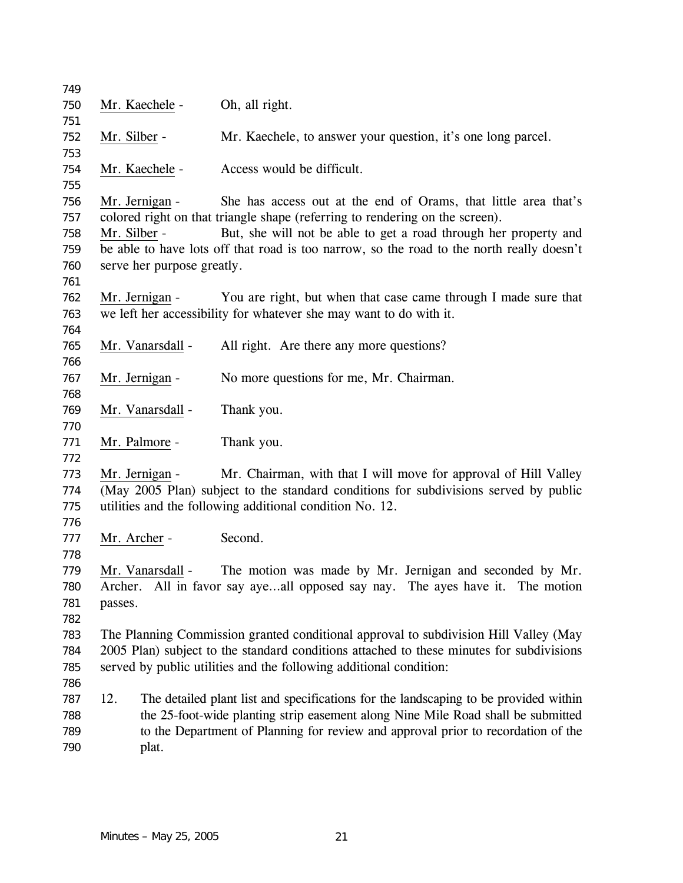Mr. Kaechele - Oh, all right.

Mr. Silber - Mr. Kaechele, to answer your question, it's one long parcel.

Mr. Kaechele - Access would be difficult.

Mr. Jernigan - She has access out at the end of Orams, that little area that's colored right on that triangle shape (referring to rendering on the screen).

Mr. Silber - But, she will not be able to get a road through her property and be able to have lots off that road is too narrow, so the road to the north really doesn't serve her purpose greatly.

Mr. Jernigan - You are right, but when that case came through I made sure that we left her accessibility for whatever she may want to do with it.

Mr. Vanarsdall - All right. Are there any more questions?

Mr. Jernigan - No more questions for me, Mr. Chairman.

Mr. Vanarsdall - Thank you.

Mr. Palmore - Thank you.

Mr. Jernigan - Mr. Chairman, with that I will move for approval of Hill Valley (May 2005 Plan) subject to the standard conditions for subdivisions served by public utilities and the following additional condition No. 12.

Mr. Archer - Second.

Mr. Vanarsdall - The motion was made by Mr. Jernigan and seconded by Mr. Archer. All in favor say aye…all opposed say nay. The ayes have it. The motion passes.

The Planning Commission granted conditional approval to subdivision Hill Valley (May 2005 Plan) subject to the standard conditions attached to these minutes for subdivisions served by public utilities and the following additional condition:

12. The detailed plant list and specifications for the landscaping to be provided within the 25-foot-wide planting strip easement along Nine Mile Road shall be submitted to the Department of Planning for review and approval prior to recordation of the plat.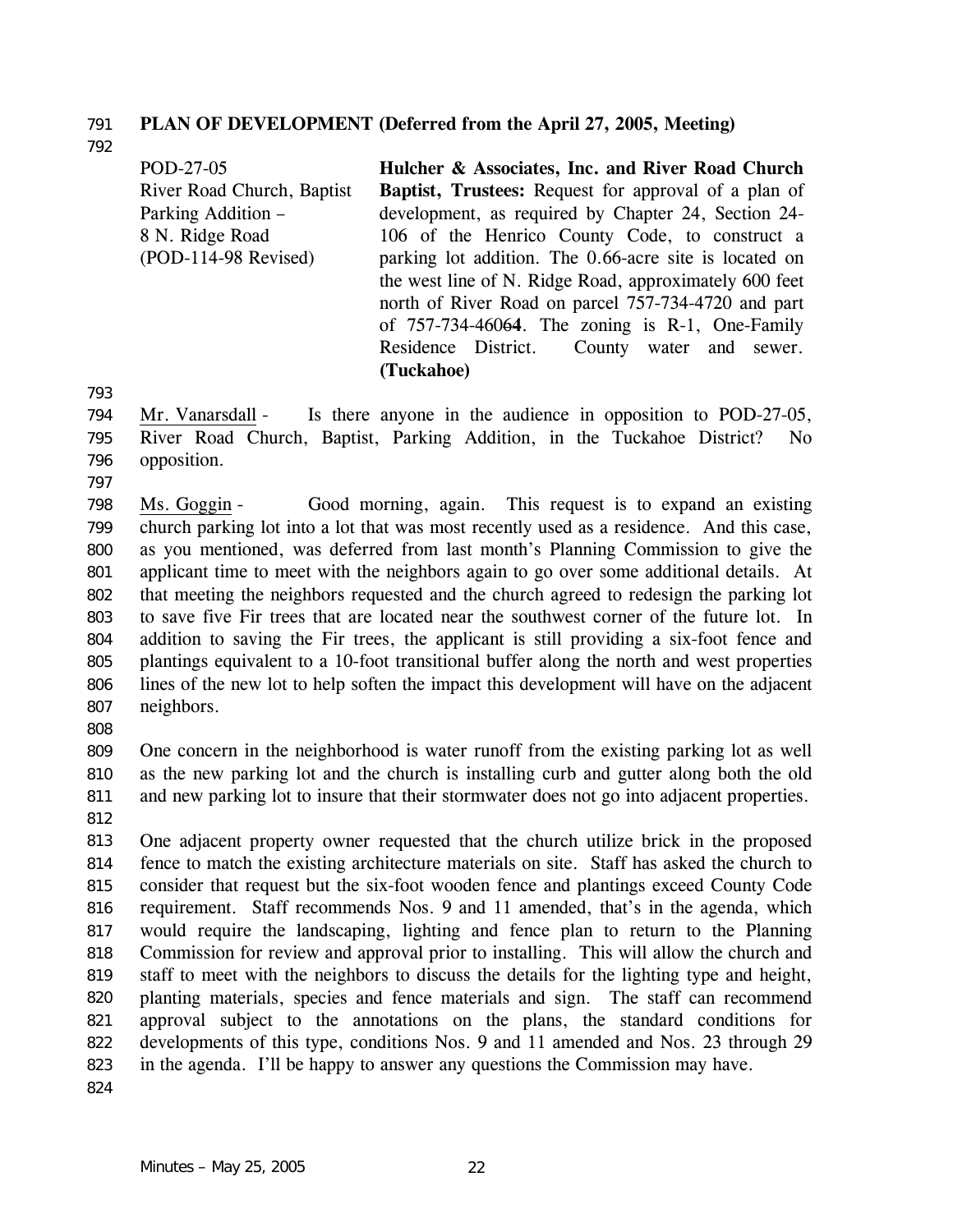**PLAN OF DEVELOPMENT (Deferred from the April 27, 2005, Meeting)**

| | |
|---|---|
| POD-27-05<br>River Road Church, Baptist<br>Parking Addition –<br>8 N. Ridge Road<br>(POD-114-98 Revised) | **Hulcher & Associates, Inc. and River Road Church Baptist, Trustees:** Request for approval of a plan of development, as required by Chapter 24, Section 24-106 of the Henrico County Code, to construct a parking lot addition. The 0.66-acre site is located on the west line of N. Ridge Road, approximately 600 feet north of River Road on parcel 757-734-4720 and part of 757-734-4606~~6~~**4**. The zoning is R-1, One-Family Residence District. County water and sewer. **(Tuckahoe)** |

Mr. Vanarsdall - Is there anyone in the audience in opposition to POD-27-05, River Road Church, Baptist, Parking Addition, in the Tuckahoe District? No opposition.

Ms. Goggin - Good morning, again. This request is to expand an existing church parking lot into a lot that was most recently used as a residence. And this case, as you mentioned, was deferred from last month's Planning Commission to give the applicant time to meet with the neighbors again to go over some additional details. At that meeting the neighbors requested and the church agreed to redesign the parking lot to save five Fir trees that are located near the southwest corner of the future lot. In addition to saving the Fir trees, the applicant is still providing a six-foot fence and plantings equivalent to a 10-foot transitional buffer along the north and west properties lines of the new lot to help soften the impact this development will have on the adjacent neighbors.

One concern in the neighborhood is water runoff from the existing parking lot as well as the new parking lot and the church is installing curb and gutter along both the old and new parking lot to insure that their stormwater does not go into adjacent properties.

One adjacent property owner requested that the church utilize brick in the proposed fence to match the existing architecture materials on site. Staff has asked the church to consider that request but the six-foot wooden fence and plantings exceed County Code requirement. Staff recommends Nos. 9 and 11 amended, that's in the agenda, which would require the landscaping, lighting and fence plan to return to the Planning Commission for review and approval prior to installing. This will allow the church and staff to meet with the neighbors to discuss the details for the lighting type and height, planting materials, species and fence materials and sign. The staff can recommend approval subject to the annotations on the plans, the standard conditions for developments of this type, conditions Nos. 9 and 11 amended and Nos. 23 through 29 in the agenda. I'll be happy to answer any questions the Commission may have.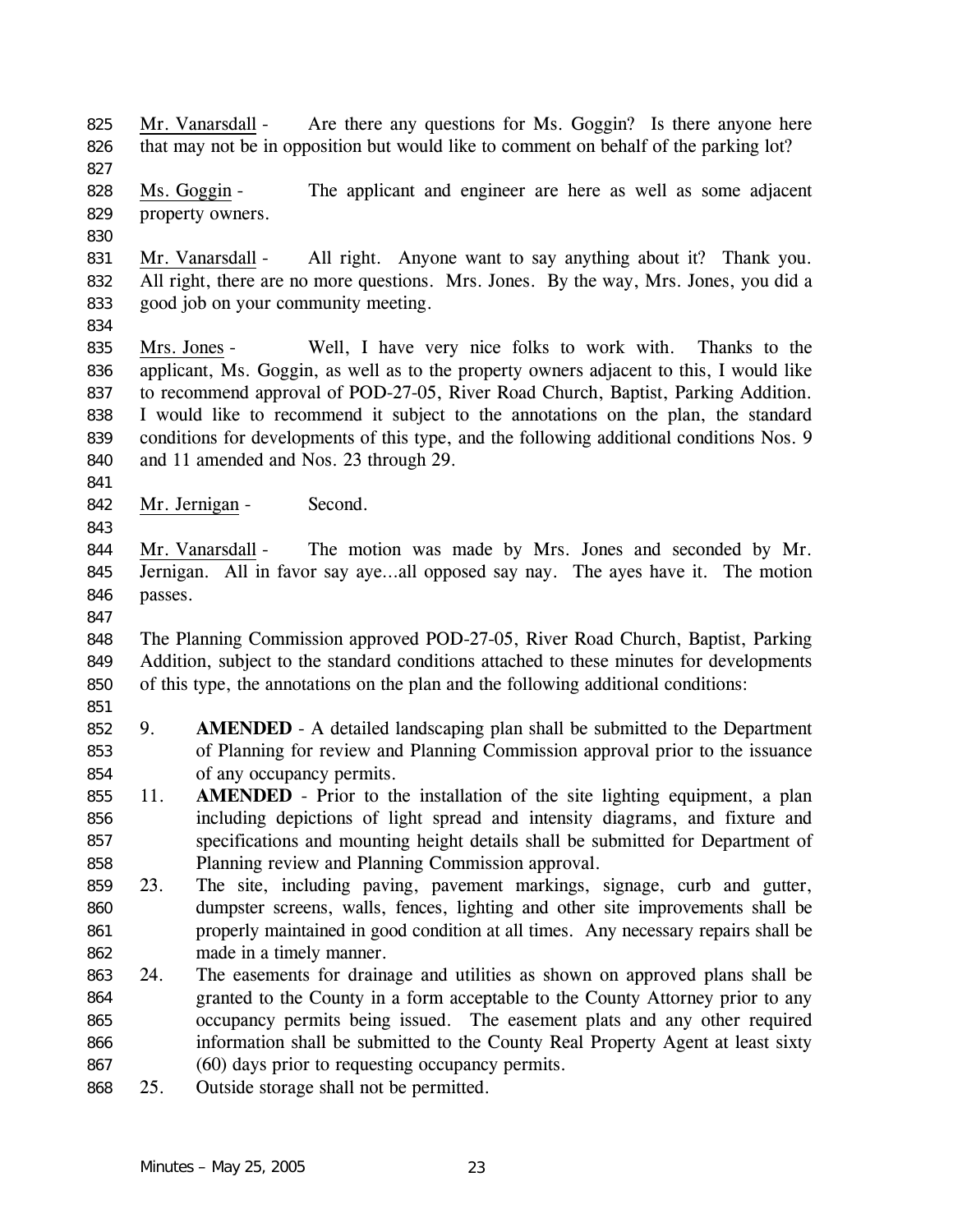Mr. Vanarsdall - Are there any questions for Ms. Goggin? Is there anyone here that may not be in opposition but would like to comment on behalf of the parking lot?

Ms. Goggin - The applicant and engineer are here as well as some adjacent property owners.

Mr. Vanarsdall - All right. Anyone want to say anything about it? Thank you. All right, there are no more questions. Mrs. Jones. By the way, Mrs. Jones, you did a good job on your community meeting.

Mrs. Jones - Well, I have very nice folks to work with. Thanks to the applicant, Ms. Goggin, as well as to the property owners adjacent to this, I would like to recommend approval of POD-27-05, River Road Church, Baptist, Parking Addition. I would like to recommend it subject to the annotations on the plan, the standard conditions for developments of this type, and the following additional conditions Nos. 9 and 11 amended and Nos. 23 through 29.

Mr. Jernigan - Second.

Mr. Vanarsdall - The motion was made by Mrs. Jones and seconded by Mr. Jernigan. All in favor say aye…all opposed say nay. The ayes have it. The motion passes.

The Planning Commission approved POD-27-05, River Road Church, Baptist, Parking Addition, subject to the standard conditions attached to these minutes for developments of this type, the annotations on the plan and the following additional conditions:

9. **AMENDED** - A detailed landscaping plan shall be submitted to the Department of Planning for review and Planning Commission approval prior to the issuance of any occupancy permits.
11. **AMENDED** - Prior to the installation of the site lighting equipment, a plan including depictions of light spread and intensity diagrams, and fixture and specifications and mounting height details shall be submitted for Department of Planning review and Planning Commission approval.
23. The site, including paving, pavement markings, signage, curb and gutter, dumpster screens, walls, fences, lighting and other site improvements shall be properly maintained in good condition at all times. Any necessary repairs shall be made in a timely manner.
24. The easements for drainage and utilities as shown on approved plans shall be granted to the County in a form acceptable to the County Attorney prior to any occupancy permits being issued. The easement plats and any other required information shall be submitted to the County Real Property Agent at least sixty (60) days prior to requesting occupancy permits.
25. Outside storage shall not be permitted.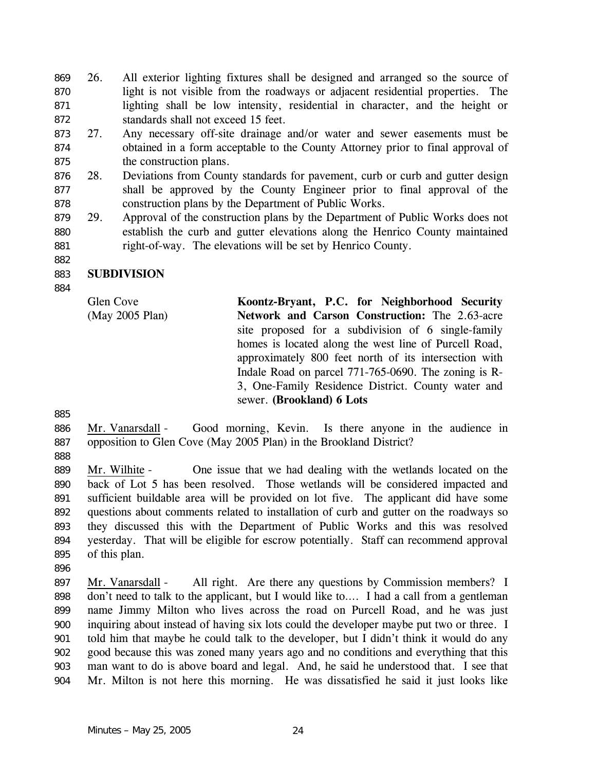26. All exterior lighting fixtures shall be designed and arranged so the source of light is not visible from the roadways or adjacent residential properties. The lighting shall be low intensity, residential in character, and the height or standards shall not exceed 15 feet.
27. Any necessary off-site drainage and/or water and sewer easements must be obtained in a form acceptable to the County Attorney prior to final approval of the construction plans.
28. Deviations from County standards for pavement, curb or curb and gutter design shall be approved by the County Engineer prior to final approval of the construction plans by the Department of Public Works.
29. Approval of the construction plans by the Department of Public Works does not establish the curb and gutter elevations along the Henrico County maintained right-of-way. The elevations will be set by Henrico County.

**SUBDIVISION**

Glen Cove
(May 2005 Plan)

**Koontz-Bryant, P.C. for Neighborhood Security Network and Carson Construction:** The 2.63-acre site proposed for a subdivision of 6 single-family homes is located along the west line of Purcell Road, approximately 800 feet north of its intersection with Indale Road on parcel 771-765-0690. The zoning is R-3, One-Family Residence District. County water and sewer. **(Brookland) 6 Lots**

Mr. Vanarsdall - Good morning, Kevin. Is there anyone in the audience in opposition to Glen Cove (May 2005 Plan) in the Brookland District?

Mr. Wilhite - One issue that we had dealing with the wetlands located on the back of Lot 5 has been resolved. Those wetlands will be considered impacted and sufficient buildable area will be provided on lot five. The applicant did have some questions about comments related to installation of curb and gutter on the roadways so they discussed this with the Department of Public Works and this was resolved yesterday. That will be eligible for escrow potentially. Staff can recommend approval of this plan.

Mr. Vanarsdall - All right. Are there any questions by Commission members? I don't need to talk to the applicant, but I would like to…. I had a call from a gentleman name Jimmy Milton who lives across the road on Purcell Road, and he was just inquiring about instead of having six lots could the developer maybe put two or three. I told him that maybe he could talk to the developer, but I didn't think it would do any good because this was zoned many years ago and no conditions and everything that this man want to do is above board and legal. And, he said he understood that. I see that Mr. Milton is not here this morning. He was dissatisfied he said it just looks like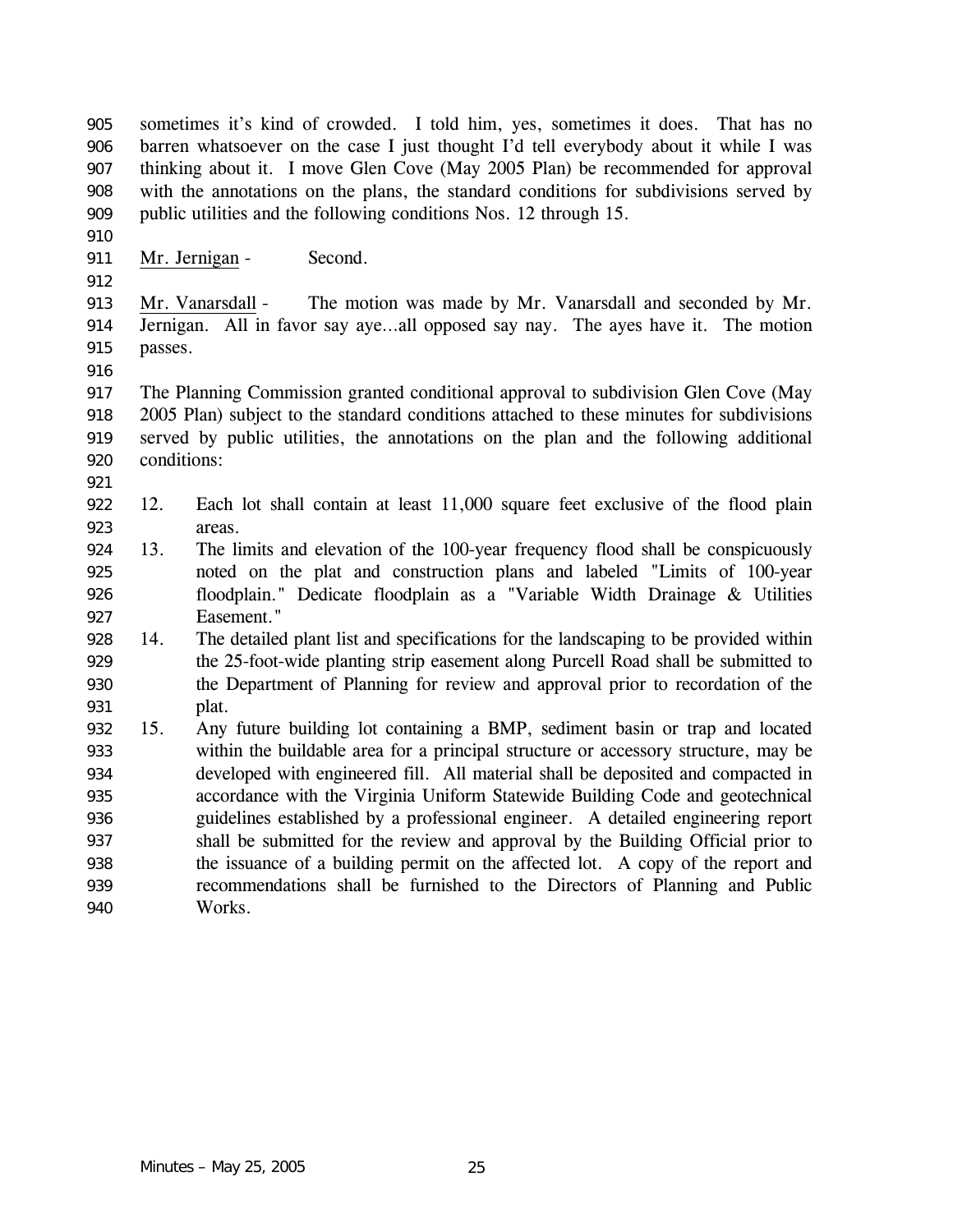sometimes it's kind of crowded. I told him, yes, sometimes it does. That has no barren whatsoever on the case I just thought I'd tell everybody about it while I was thinking about it. I move Glen Cove (May 2005 Plan) be recommended for approval with the annotations on the plans, the standard conditions for subdivisions served by public utilities and the following conditions Nos. 12 through 15.

Mr. Jernigan - Second.

Mr. Vanarsdall - The motion was made by Mr. Vanarsdall and seconded by Mr. Jernigan. All in favor say aye…all opposed say nay. The ayes have it. The motion passes.

The Planning Commission granted conditional approval to subdivision Glen Cove (May 2005 Plan) subject to the standard conditions attached to these minutes for subdivisions served by public utilities, the annotations on the plan and the following additional conditions:

12. Each lot shall contain at least 11,000 square feet exclusive of the flood plain areas.
13. The limits and elevation of the 100-year frequency flood shall be conspicuously noted on the plat and construction plans and labeled "Limits of 100-year floodplain." Dedicate floodplain as a "Variable Width Drainage & Utilities Easement."
14. The detailed plant list and specifications for the landscaping to be provided within the 25-foot-wide planting strip easement along Purcell Road shall be submitted to the Department of Planning for review and approval prior to recordation of the plat.
15. Any future building lot containing a BMP, sediment basin or trap and located within the buildable area for a principal structure or accessory structure, may be developed with engineered fill. All material shall be deposited and compacted in accordance with the Virginia Uniform Statewide Building Code and geotechnical guidelines established by a professional engineer. A detailed engineering report shall be submitted for the review and approval by the Building Official prior to the issuance of a building permit on the affected lot. A copy of the report and recommendations shall be furnished to the Directors of Planning and Public Works.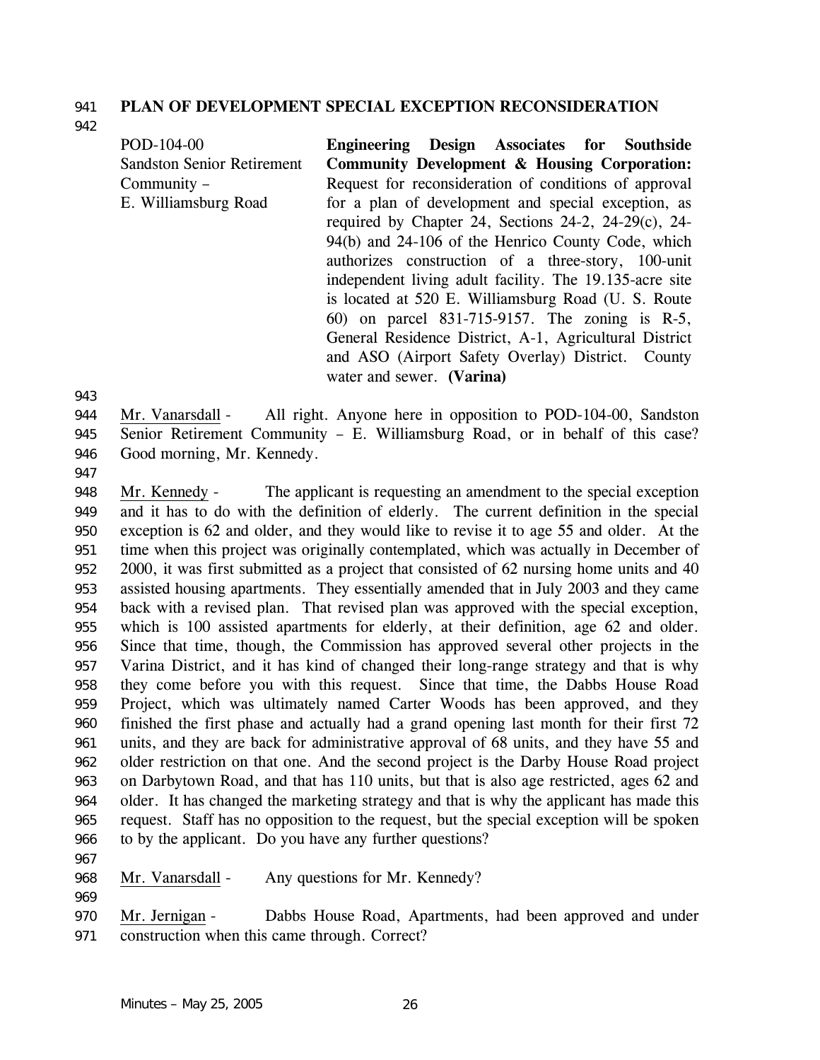## PLAN OF DEVELOPMENT SPECIAL EXCEPTION RECONSIDERATION

POD-104-00
Sandston Senior Retirement Community – E. Williamsburg Road

**Engineering Design Associates for Southside Community Development & Housing Corporation:** Request for reconsideration of conditions of approval for a plan of development and special exception, as required by Chapter 24, Sections 24-2, 24-29(c), 24-94(b) and 24-106 of the Henrico County Code, which authorizes construction of a three-story, 100-unit independent living adult facility. The 19.135-acre site is located at 520 E. Williamsburg Road (U. S. Route 60) on parcel 831-715-9157. The zoning is R-5, General Residence District, A-1, Agricultural District and ASO (Airport Safety Overlay) District. County water and sewer. **(Varina)**

Mr. Vanarsdall - All right. Anyone here in opposition to POD-104-00, Sandston Senior Retirement Community – E. Williamsburg Road, or in behalf of this case? Good morning, Mr. Kennedy.

Mr. Kennedy - The applicant is requesting an amendment to the special exception and it has to do with the definition of elderly. The current definition in the special exception is 62 and older, and they would like to revise it to age 55 and older. At the time when this project was originally contemplated, which was actually in December of 2000, it was first submitted as a project that consisted of 62 nursing home units and 40 assisted housing apartments. They essentially amended that in July 2003 and they came back with a revised plan. That revised plan was approved with the special exception, which is 100 assisted apartments for elderly, at their definition, age 62 and older. Since that time, though, the Commission has approved several other projects in the Varina District, and it has kind of changed their long-range strategy and that is why they come before you with this request. Since that time, the Dabbs House Road Project, which was ultimately named Carter Woods has been approved, and they finished the first phase and actually had a grand opening last month for their first 72 units, and they are back for administrative approval of 68 units, and they have 55 and older restriction on that one. And the second project is the Darby House Road project on Darbytown Road, and that has 110 units, but that is also age restricted, ages 62 and older. It has changed the marketing strategy and that is why the applicant has made this request. Staff has no opposition to the request, but the special exception will be spoken to by the applicant. Do you have any further questions?

Mr. Vanarsdall - Any questions for Mr. Kennedy?

Mr. Jernigan - Dabbs House Road, Apartments, had been approved and under construction when this came through. Correct?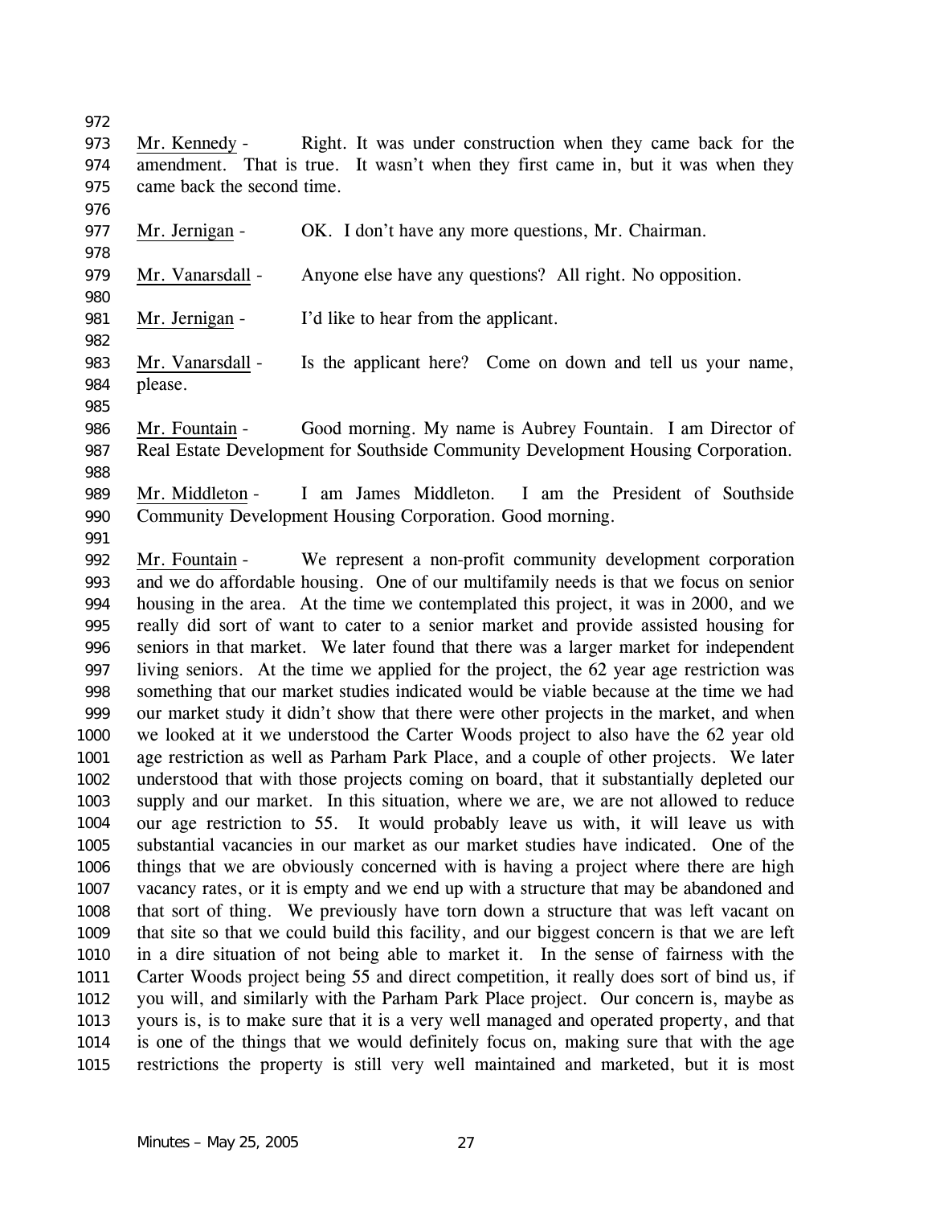Mr. Kennedy - Right. It was under construction when they came back for the amendment. That is true. It wasn't when they first came in, but it was when they came back the second time.

Mr. Jernigan - OK. I don't have any more questions, Mr. Chairman.

Mr. Vanarsdall - Anyone else have any questions? All right. No opposition.

Mr. Jernigan - I'd like to hear from the applicant.

Mr. Vanarsdall - Is the applicant here? Come on down and tell us your name, please.

Mr. Fountain - Good morning. My name is Aubrey Fountain. I am Director of Real Estate Development for Southside Community Development Housing Corporation.

Mr. Middleton - I am James Middleton. I am the President of Southside Community Development Housing Corporation. Good morning.

Mr. Fountain - We represent a non-profit community development corporation and we do affordable housing. One of our multifamily needs is that we focus on senior housing in the area. At the time we contemplated this project, it was in 2000, and we really did sort of want to cater to a senior market and provide assisted housing for seniors in that market. We later found that there was a larger market for independent living seniors. At the time we applied for the project, the 62 year age restriction was something that our market studies indicated would be viable because at the time we had our market study it didn't show that there were other projects in the market, and when we looked at it we understood the Carter Woods project to also have the 62 year old age restriction as well as Parham Park Place, and a couple of other projects. We later understood that with those projects coming on board, that it substantially depleted our supply and our market. In this situation, where we are, we are not allowed to reduce our age restriction to 55. It would probably leave us with, it will leave us with substantial vacancies in our market as our market studies have indicated. One of the things that we are obviously concerned with is having a project where there are high vacancy rates, or it is empty and we end up with a structure that may be abandoned and that sort of thing. We previously have torn down a structure that was left vacant on that site so that we could build this facility, and our biggest concern is that we are left in a dire situation of not being able to market it. In the sense of fairness with the Carter Woods project being 55 and direct competition, it really does sort of bind us, if you will, and similarly with the Parham Park Place project. Our concern is, maybe as yours is, is to make sure that it is a very well managed and operated property, and that is one of the things that we would definitely focus on, making sure that with the age restrictions the property is still very well maintained and marketed, but it is most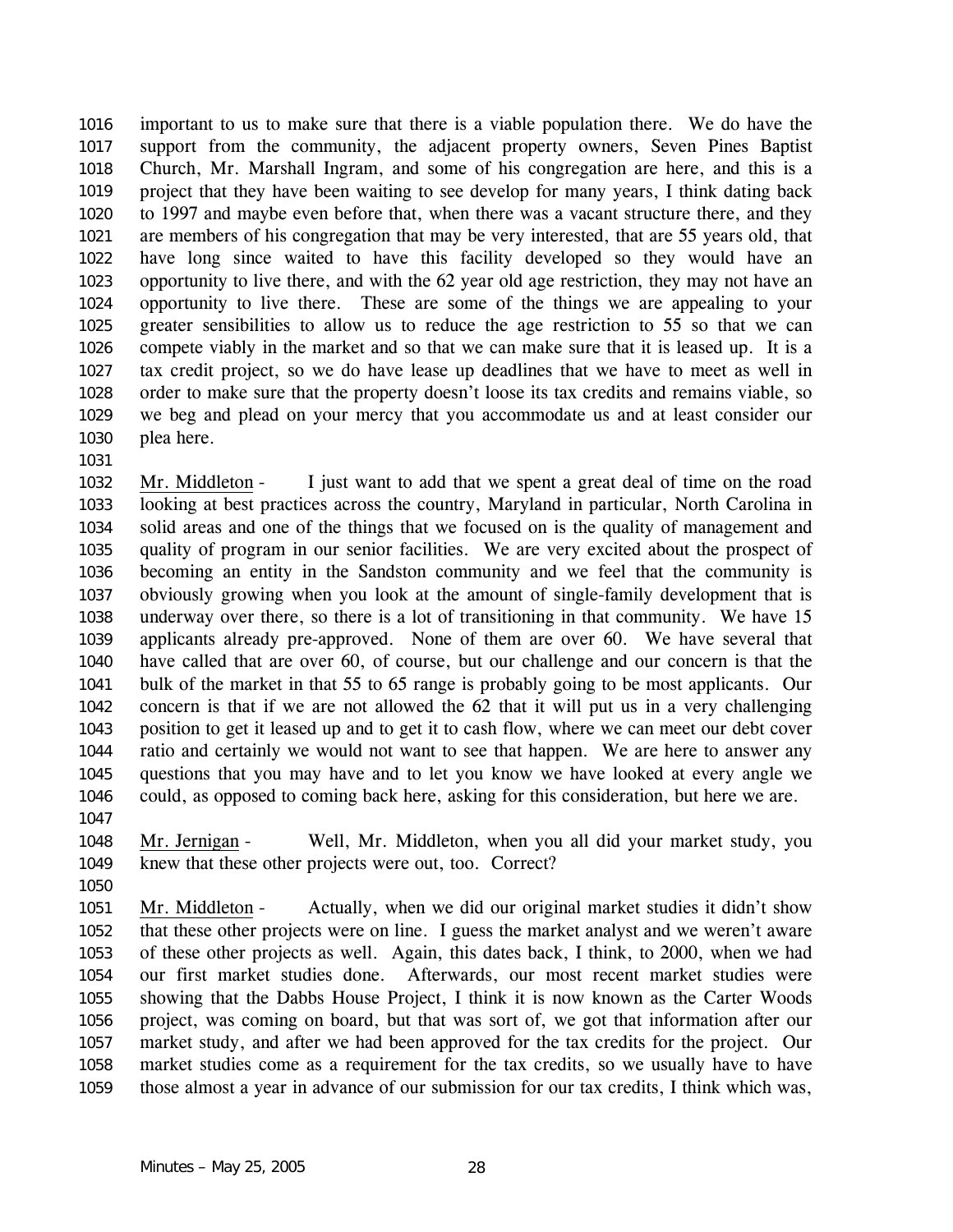important to us to make sure that there is a viable population there. We do have the support from the community, the adjacent property owners, Seven Pines Baptist Church, Mr. Marshall Ingram, and some of his congregation are here, and this is a project that they have been waiting to see develop for many years, I think dating back to 1997 and maybe even before that, when there was a vacant structure there, and they are members of his congregation that may be very interested, that are 55 years old, that have long since waited to have this facility developed so they would have an opportunity to live there, and with the 62 year old age restriction, they may not have an opportunity to live there. These are some of the things we are appealing to your greater sensibilities to allow us to reduce the age restriction to 55 so that we can compete viably in the market and so that we can make sure that it is leased up. It is a tax credit project, so we do have lease up deadlines that we have to meet as well in order to make sure that the property doesn't loose its tax credits and remains viable, so we beg and plead on your mercy that you accommodate us and at least consider our plea here.

Mr. Middleton - I just want to add that we spent a great deal of time on the road looking at best practices across the country, Maryland in particular, North Carolina in solid areas and one of the things that we focused on is the quality of management and quality of program in our senior facilities. We are very excited about the prospect of becoming an entity in the Sandston community and we feel that the community is obviously growing when you look at the amount of single-family development that is underway over there, so there is a lot of transitioning in that community. We have 15 applicants already pre-approved. None of them are over 60. We have several that have called that are over 60, of course, but our challenge and our concern is that the bulk of the market in that 55 to 65 range is probably going to be most applicants. Our concern is that if we are not allowed the 62 that it will put us in a very challenging position to get it leased up and to get it to cash flow, where we can meet our debt cover ratio and certainly we would not want to see that happen. We are here to answer any questions that you may have and to let you know we have looked at every angle we could, as opposed to coming back here, asking for this consideration, but here we are.

Mr. Jernigan - Well, Mr. Middleton, when you all did your market study, you knew that these other projects were out, too. Correct?

Mr. Middleton - Actually, when we did our original market studies it didn't show that these other projects were on line. I guess the market analyst and we weren't aware of these other projects as well. Again, this dates back, I think, to 2000, when we had our first market studies done. Afterwards, our most recent market studies were showing that the Dabbs House Project, I think it is now known as the Carter Woods project, was coming on board, but that was sort of, we got that information after our market study, and after we had been approved for the tax credits for the project. Our market studies come as a requirement for the tax credits, so we usually have to have those almost a year in advance of our submission for our tax credits, I think which was,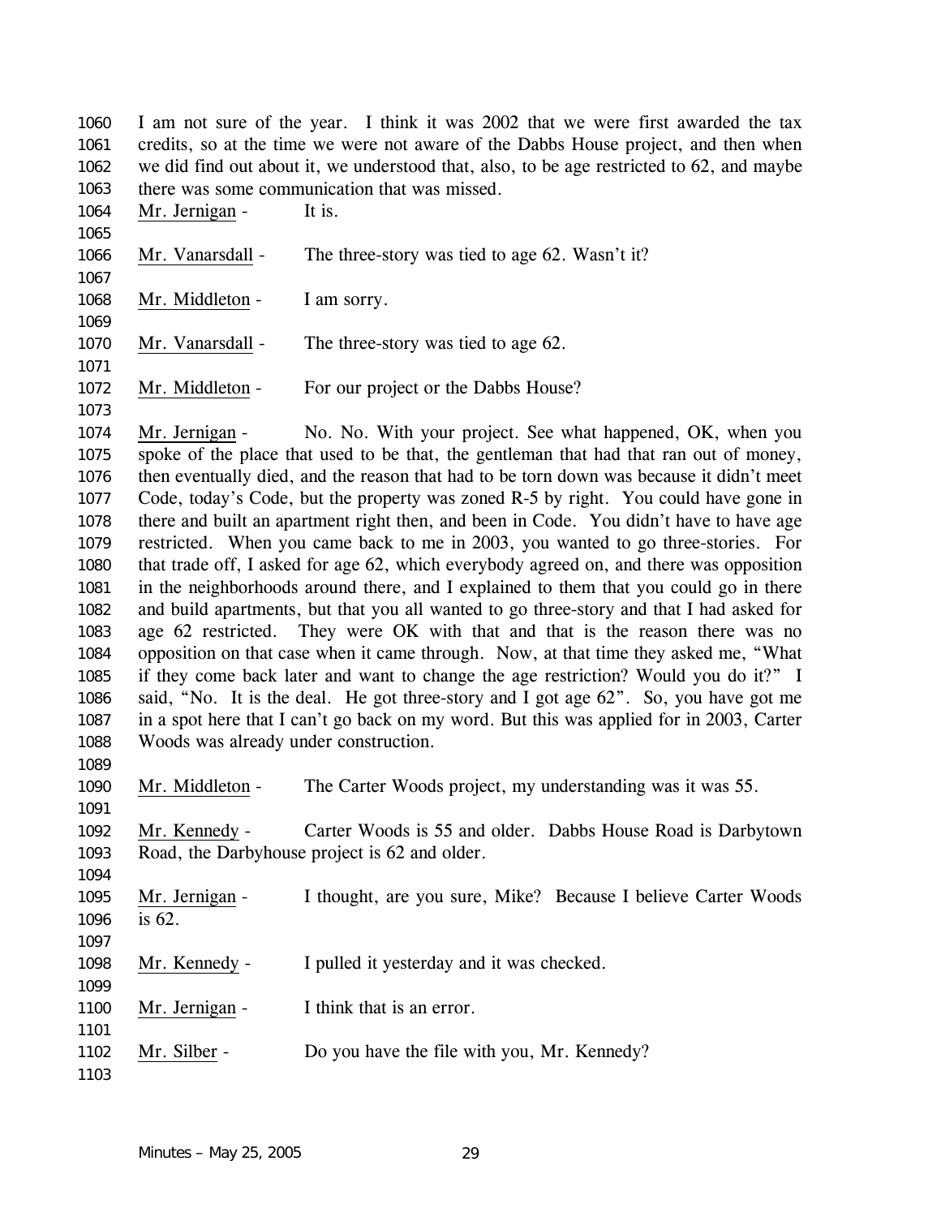I am not sure of the year. I think it was 2002 that we were first awarded the tax credits, so at the time we were not aware of the Dabbs House project, and then when we did find out about it, we understood that, also, to be age restricted to 62, and maybe there was some communication that was missed.

Mr. Jernigan - It is.

Mr. Vanarsdall - The three-story was tied to age 62. Wasn't it?

Mr. Middleton - I am sorry.

Mr. Vanarsdall - The three-story was tied to age 62.

Mr. Middleton - For our project or the Dabbs House?

Mr. Jernigan - No. No. With your project. See what happened, OK, when you spoke of the place that used to be that, the gentleman that had that ran out of money, then eventually died, and the reason that had to be torn down was because it didn't meet Code, today's Code, but the property was zoned R-5 by right. You could have gone in there and built an apartment right then, and been in Code. You didn't have to have age restricted. When you came back to me in 2003, you wanted to go three-stories. For that trade off, I asked for age 62, which everybody agreed on, and there was opposition in the neighborhoods around there, and I explained to them that you could go in there and build apartments, but that you all wanted to go three-story and that I had asked for age 62 restricted. They were OK with that and that is the reason there was no opposition on that case when it came through. Now, at that time they asked me, "What if they come back later and want to change the age restriction? Would you do it?" I said, "No. It is the deal. He got three-story and I got age 62". So, you have got me in a spot here that I can't go back on my word. But this was applied for in 2003, Carter Woods was already under construction.

Mr. Middleton - The Carter Woods project, my understanding was it was 55.

Mr. Kennedy - Carter Woods is 55 and older. Dabbs House Road is Darbytown Road, the Darbyhouse project is 62 and older.

Mr. Jernigan - I thought, are you sure, Mike? Because I believe Carter Woods is 62.

Mr. Kennedy - I pulled it yesterday and it was checked.

Mr. Jernigan - I think that is an error.

Mr. Silber - Do you have the file with you, Mr. Kennedy?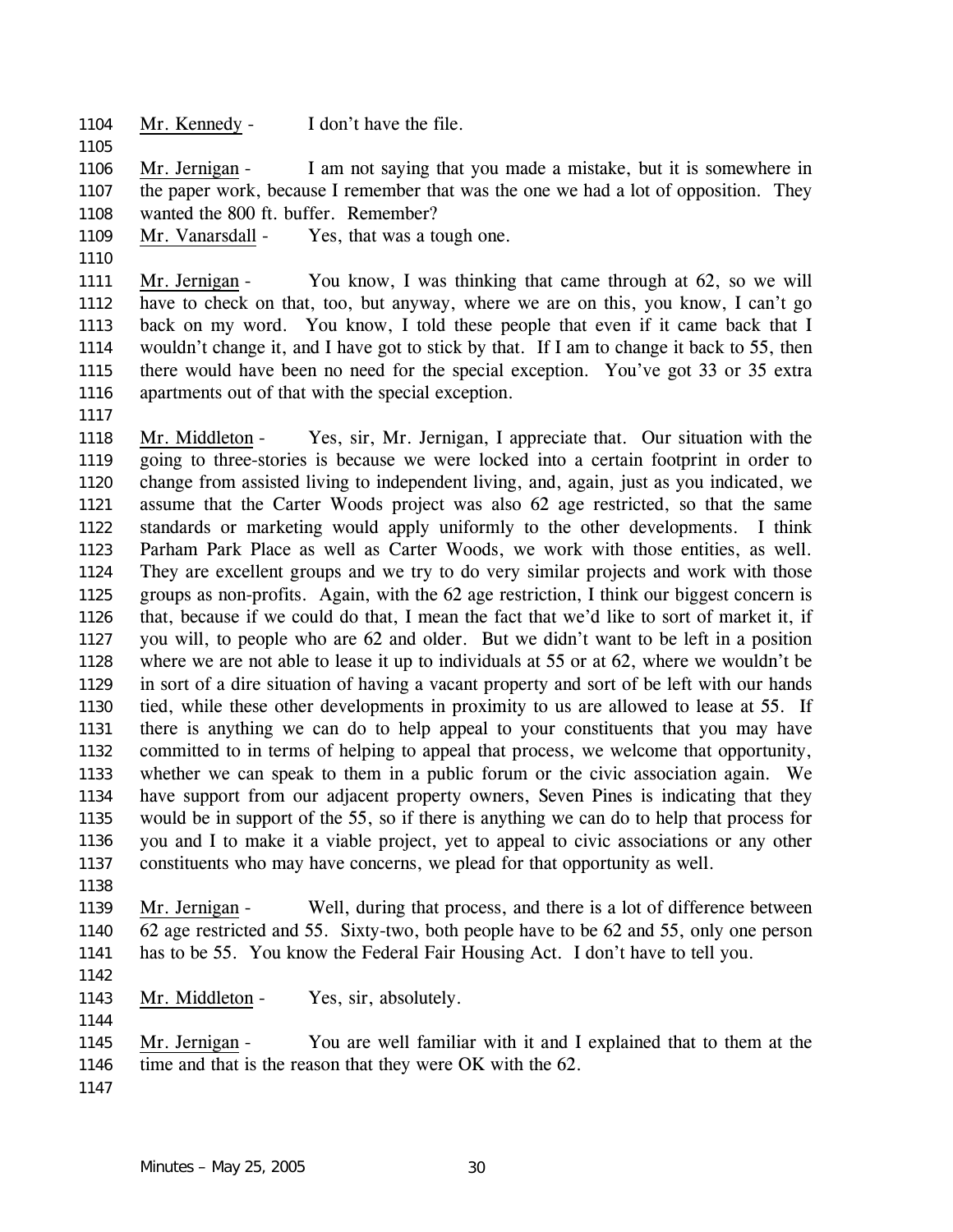Mr. Kennedy - I don't have the file.

Mr. Jernigan - I am not saying that you made a mistake, but it is somewhere in the paper work, because I remember that was the one we had a lot of opposition. They wanted the 800 ft. buffer. Remember?

Mr. Vanarsdall - Yes, that was a tough one.

Mr. Jernigan - You know, I was thinking that came through at 62, so we will have to check on that, too, but anyway, where we are on this, you know, I can't go back on my word. You know, I told these people that even if it came back that I wouldn't change it, and I have got to stick by that. If I am to change it back to 55, then there would have been no need for the special exception. You've got 33 or 35 extra apartments out of that with the special exception.

Mr. Middleton - Yes, sir, Mr. Jernigan, I appreciate that. Our situation with the going to three-stories is because we were locked into a certain footprint in order to change from assisted living to independent living, and, again, just as you indicated, we assume that the Carter Woods project was also 62 age restricted, so that the same standards or marketing would apply uniformly to the other developments. I think Parham Park Place as well as Carter Woods, we work with those entities, as well. They are excellent groups and we try to do very similar projects and work with those groups as non-profits. Again, with the 62 age restriction, I think our biggest concern is that, because if we could do that, I mean the fact that we'd like to sort of market it, if you will, to people who are 62 and older. But we didn't want to be left in a position where we are not able to lease it up to individuals at 55 or at 62, where we wouldn't be in sort of a dire situation of having a vacant property and sort of be left with our hands tied, while these other developments in proximity to us are allowed to lease at 55. If there is anything we can do to help appeal to your constituents that you may have committed to in terms of helping to appeal that process, we welcome that opportunity, whether we can speak to them in a public forum or the civic association again. We have support from our adjacent property owners, Seven Pines is indicating that they would be in support of the 55, so if there is anything we can do to help that process for you and I to make it a viable project, yet to appeal to civic associations or any other constituents who may have concerns, we plead for that opportunity as well.

Mr. Jernigan - Well, during that process, and there is a lot of difference between 62 age restricted and 55. Sixty-two, both people have to be 62 and 55, only one person has to be 55. You know the Federal Fair Housing Act. I don't have to tell you.

Mr. Middleton - Yes, sir, absolutely.

Mr. Jernigan - You are well familiar with it and I explained that to them at the time and that is the reason that they were OK with the 62.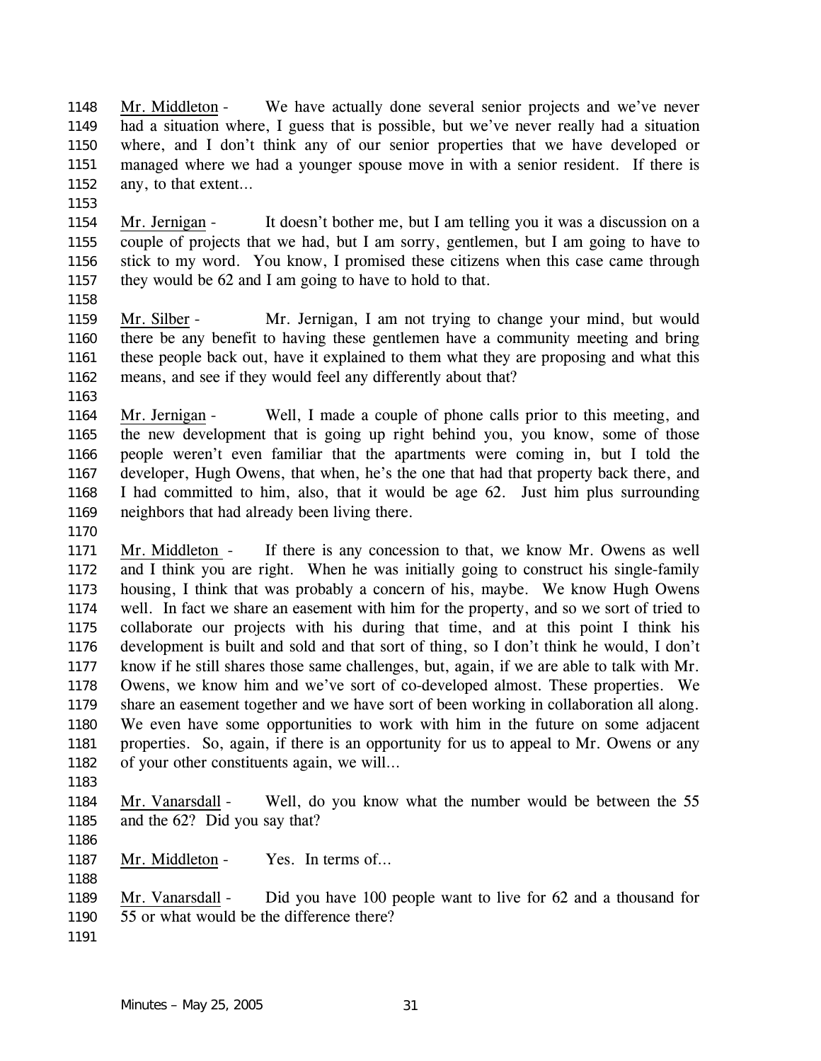1148 Mr. Middleton - We have actually done several senior projects and we've never had a situation where, I guess that is possible, but we've never really had a situation where, and I don't think any of our senior properties that we have developed or managed where we had a younger spouse move in with a senior resident. If there is any, to that extent…

1154 Mr. Jernigan - It doesn't bother me, but I am telling you it was a discussion on a couple of projects that we had, but I am sorry, gentlemen, but I am going to have to stick to my word. You know, I promised these citizens when this case came through they would be 62 and I am going to have to hold to that.

1159 Mr. Silber - Mr. Jernigan, I am not trying to change your mind, but would there be any benefit to having these gentlemen have a community meeting and bring these people back out, have it explained to them what they are proposing and what this means, and see if they would feel any differently about that?

1164 Mr. Jernigan - Well, I made a couple of phone calls prior to this meeting, and the new development that is going up right behind you, you know, some of those people weren't even familiar that the apartments were coming in, but I told the developer, Hugh Owens, that when, he's the one that had that property back there, and I had committed to him, also, that it would be age 62. Just him plus surrounding neighbors that had already been living there.

1171 Mr. Middleton - If there is any concession to that, we know Mr. Owens as well and I think you are right. When he was initially going to construct his single-family housing, I think that was probably a concern of his, maybe. We know Hugh Owens well. In fact we share an easement with him for the property, and so we sort of tried to collaborate our projects with his during that time, and at this point I think his development is built and sold and that sort of thing, so I don't think he would, I don't know if he still shares those same challenges, but, again, if we are able to talk with Mr. Owens, we know him and we've sort of co-developed almost. These properties. We share an easement together and we have sort of been working in collaboration all along. We even have some opportunities to work with him in the future on some adjacent properties. So, again, if there is an opportunity for us to appeal to Mr. Owens or any of your other constituents again, we will…

1184 Mr. Vanarsdall - Well, do you know what the number would be between the 55 and the 62? Did you say that?

1187 Mr. Middleton - Yes. In terms of…

1189 Mr. Vanarsdall - Did you have 100 people want to live for 62 and a thousand for 55 or what would be the difference there?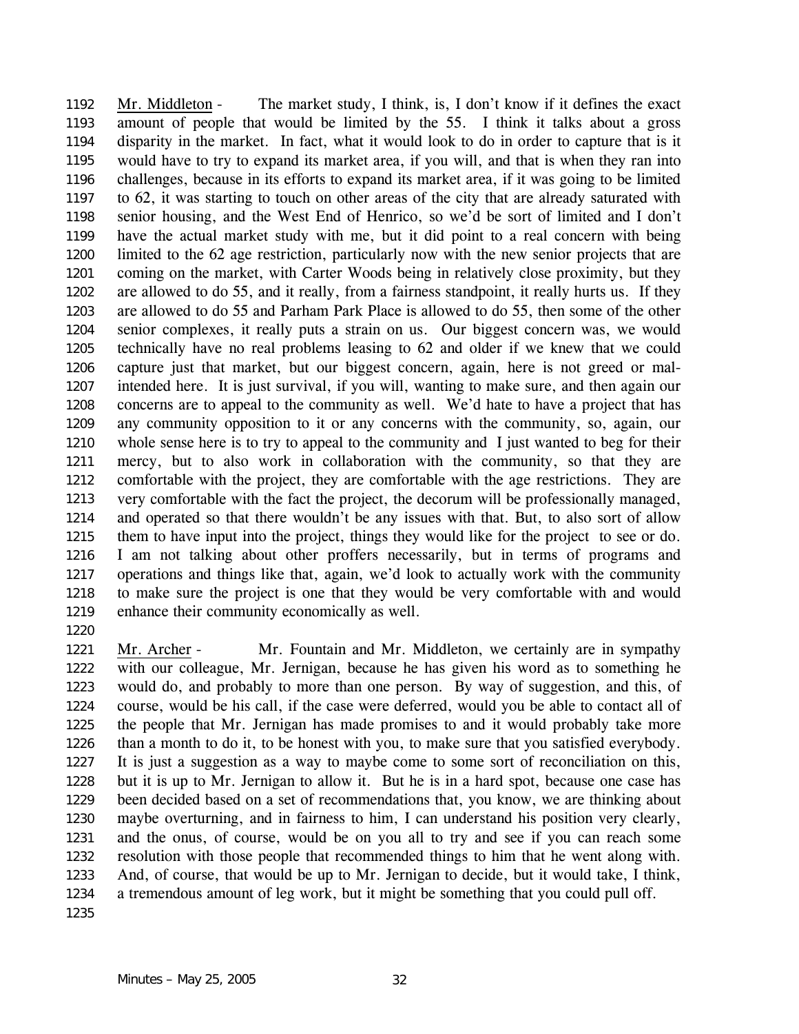Mr. Middleton - The market study, I think, is, I don't know if it defines the exact amount of people that would be limited by the 55. I think it talks about a gross disparity in the market. In fact, what it would look to do in order to capture that is it would have to try to expand its market area, if you will, and that is when they ran into challenges, because in its efforts to expand its market area, if it was going to be limited to 62, it was starting to touch on other areas of the city that are already saturated with senior housing, and the West End of Henrico, so we'd be sort of limited and I don't have the actual market study with me, but it did point to a real concern with being limited to the 62 age restriction, particularly now with the new senior projects that are coming on the market, with Carter Woods being in relatively close proximity, but they are allowed to do 55, and it really, from a fairness standpoint, it really hurts us. If they are allowed to do 55 and Parham Park Place is allowed to do 55, then some of the other senior complexes, it really puts a strain on us. Our biggest concern was, we would technically have no real problems leasing to 62 and older if we knew that we could capture just that market, but our biggest concern, again, here is not greed or mal-intended here. It is just survival, if you will, wanting to make sure, and then again our concerns are to appeal to the community as well. We'd hate to have a project that has any community opposition to it or any concerns with the community, so, again, our whole sense here is to try to appeal to the community and I just wanted to beg for their mercy, but to also work in collaboration with the community, so that they are comfortable with the project, they are comfortable with the age restrictions. They are very comfortable with the fact the project, the decorum will be professionally managed, and operated so that there wouldn't be any issues with that. But, to also sort of allow them to have input into the project, things they would like for the project to see or do. I am not talking about other proffers necessarily, but in terms of programs and operations and things like that, again, we'd look to actually work with the community to make sure the project is one that they would be very comfortable with and would enhance their community economically as well.

Mr. Archer - Mr. Fountain and Mr. Middleton, we certainly are in sympathy with our colleague, Mr. Jernigan, because he has given his word as to something he would do, and probably to more than one person. By way of suggestion, and this, of course, would be his call, if the case were deferred, would you be able to contact all of the people that Mr. Jernigan has made promises to and it would probably take more than a month to do it, to be honest with you, to make sure that you satisfied everybody. It is just a suggestion as a way to maybe come to some sort of reconciliation on this, but it is up to Mr. Jernigan to allow it. But he is in a hard spot, because one case has been decided based on a set of recommendations that, you know, we are thinking about maybe overturning, and in fairness to him, I can understand his position very clearly, and the onus, of course, would be on you all to try and see if you can reach some resolution with those people that recommended things to him that he went along with. And, of course, that would be up to Mr. Jernigan to decide, but it would take, I think, a tremendous amount of leg work, but it might be something that you could pull off.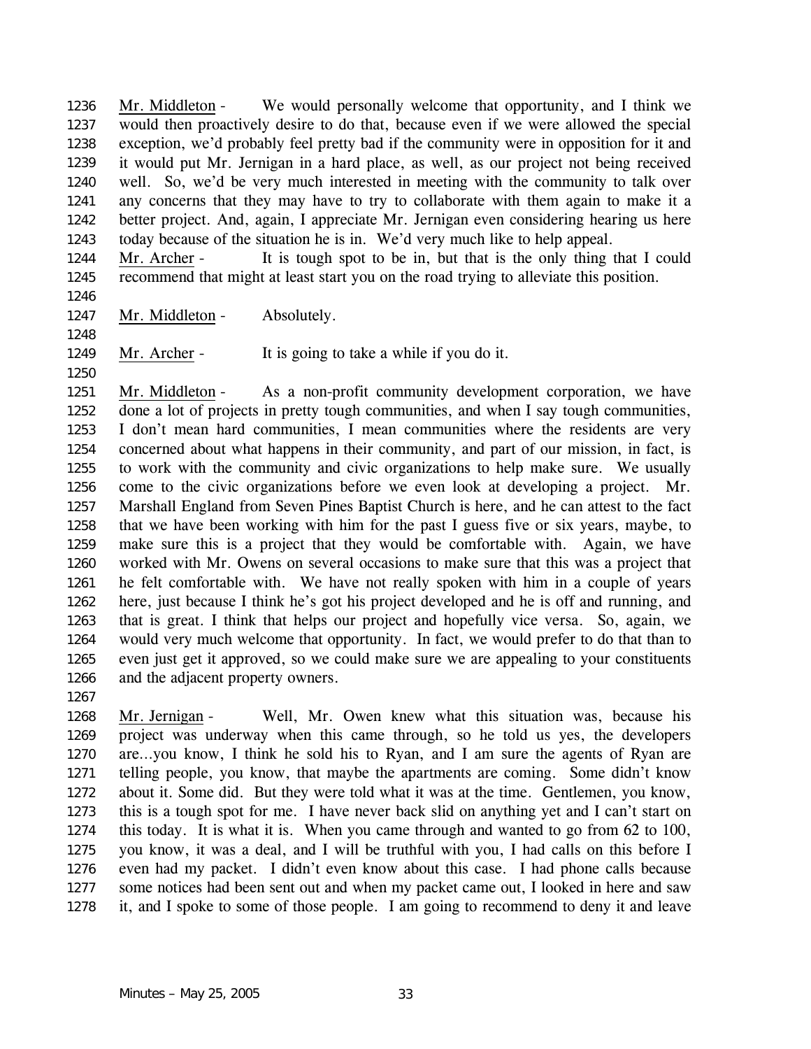Mr. Middleton - We would personally welcome that opportunity, and I think we would then proactively desire to do that, because even if we were allowed the special exception, we'd probably feel pretty bad if the community were in opposition for it and it would put Mr. Jernigan in a hard place, as well, as our project not being received well. So, we'd be very much interested in meeting with the community to talk over any concerns that they may have to try to collaborate with them again to make it a better project. And, again, I appreciate Mr. Jernigan even considering hearing us here today because of the situation he is in. We'd very much like to help appeal.

Mr. Archer - It is tough spot to be in, but that is the only thing that I could recommend that might at least start you on the road trying to alleviate this position.

Mr. Middleton - Absolutely.

Mr. Archer - It is going to take a while if you do it.

Mr. Middleton - As a non-profit community development corporation, we have done a lot of projects in pretty tough communities, and when I say tough communities, I don't mean hard communities, I mean communities where the residents are very concerned about what happens in their community, and part of our mission, in fact, is to work with the community and civic organizations to help make sure. We usually come to the civic organizations before we even look at developing a project. Mr. Marshall England from Seven Pines Baptist Church is here, and he can attest to the fact that we have been working with him for the past I guess five or six years, maybe, to make sure this is a project that they would be comfortable with. Again, we have worked with Mr. Owens on several occasions to make sure that this was a project that he felt comfortable with. We have not really spoken with him in a couple of years here, just because I think he's got his project developed and he is off and running, and that is great. I think that helps our project and hopefully vice versa. So, again, we would very much welcome that opportunity. In fact, we would prefer to do that than to even just get it approved, so we could make sure we are appealing to your constituents and the adjacent property owners.

Mr. Jernigan - Well, Mr. Owen knew what this situation was, because his project was underway when this came through, so he told us yes, the developers are...you know, I think he sold his to Ryan, and I am sure the agents of Ryan are telling people, you know, that maybe the apartments are coming. Some didn't know about it. Some did. But they were told what it was at the time. Gentlemen, you know, this is a tough spot for me. I have never back slid on anything yet and I can't start on this today. It is what it is. When you came through and wanted to go from 62 to 100, you know, it was a deal, and I will be truthful with you, I had calls on this before I even had my packet. I didn't even know about this case. I had phone calls because some notices had been sent out and when my packet came out, I looked in here and saw it, and I spoke to some of those people. I am going to recommend to deny it and leave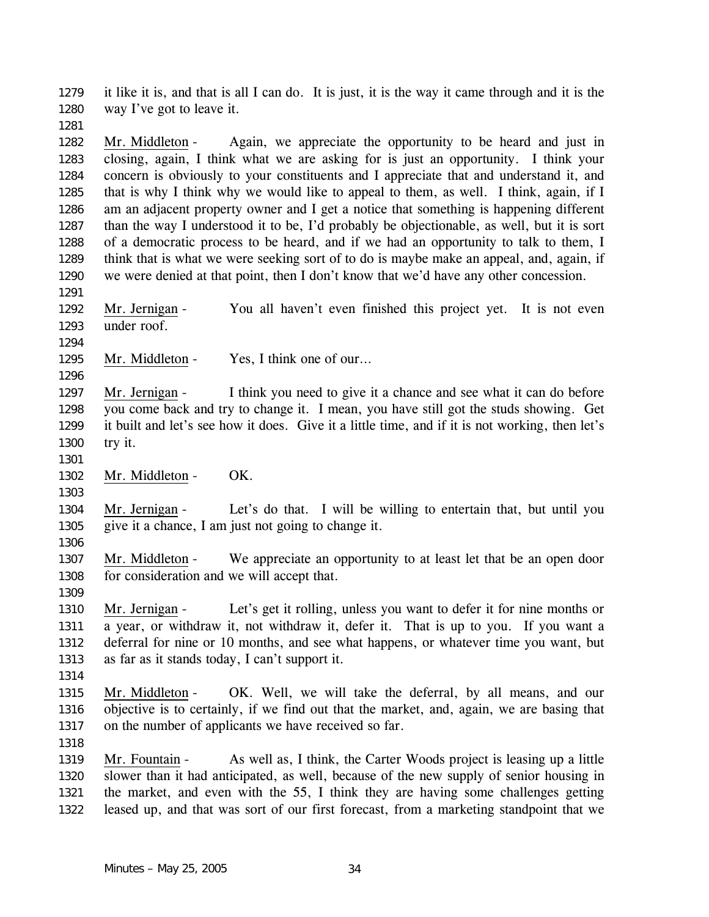it like it is, and that is all I can do. It is just, it is the way it came through and it is the way I've got to leave it.

Mr. Middleton - Again, we appreciate the opportunity to be heard and just in closing, again, I think what we are asking for is just an opportunity. I think your concern is obviously to your constituents and I appreciate that and understand it, and that is why I think why we would like to appeal to them, as well. I think, again, if I am an adjacent property owner and I get a notice that something is happening different than the way I understood it to be, I'd probably be objectionable, as well, but it is sort of a democratic process to be heard, and if we had an opportunity to talk to them, I think that is what we were seeking sort of to do is maybe make an appeal, and, again, if we were denied at that point, then I don't know that we'd have any other concession.

Mr. Jernigan - You all haven't even finished this project yet. It is not even under roof.

Mr. Middleton - Yes, I think one of our…

Mr. Jernigan - I think you need to give it a chance and see what it can do before you come back and try to change it. I mean, you have still got the studs showing. Get it built and let's see how it does. Give it a little time, and if it is not working, then let's try it.

Mr. Middleton - OK.

Mr. Jernigan - Let's do that. I will be willing to entertain that, but until you give it a chance, I am just not going to change it.

Mr. Middleton - We appreciate an opportunity to at least let that be an open door for consideration and we will accept that.

Mr. Jernigan - Let's get it rolling, unless you want to defer it for nine months or a year, or withdraw it, not withdraw it, defer it. That is up to you. If you want a deferral for nine or 10 months, and see what happens, or whatever time you want, but as far as it stands today, I can't support it.

Mr. Middleton - OK. Well, we will take the deferral, by all means, and our objective is to certainly, if we find out that the market, and, again, we are basing that on the number of applicants we have received so far.

Mr. Fountain - As well as, I think, the Carter Woods project is leasing up a little slower than it had anticipated, as well, because of the new supply of senior housing in the market, and even with the 55, I think they are having some challenges getting leased up, and that was sort of our first forecast, from a marketing standpoint that we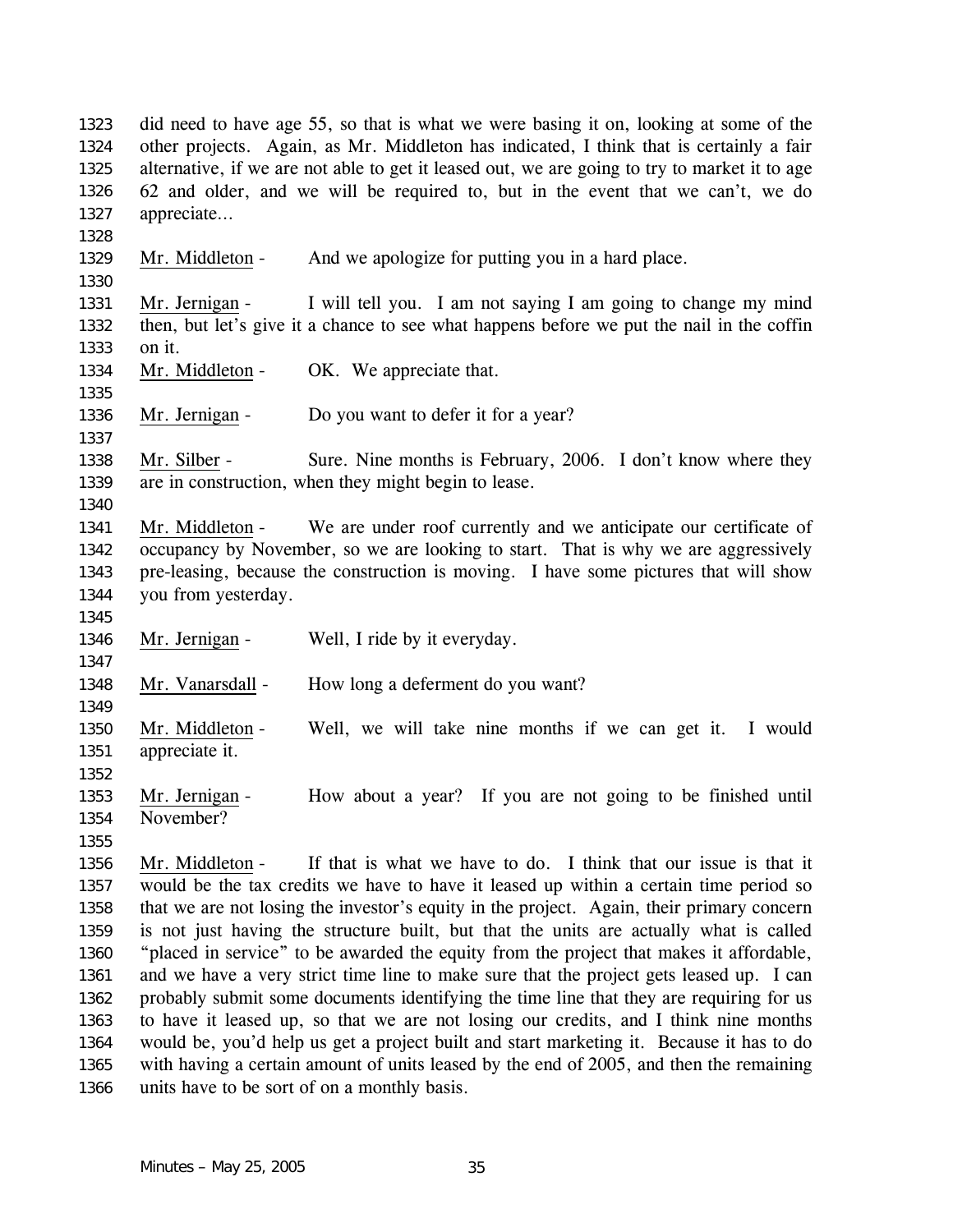did need to have age 55, so that is what we were basing it on, looking at some of the other projects. Again, as Mr. Middleton has indicated, I think that is certainly a fair alternative, if we are not able to get it leased out, we are going to try to market it to age 62 and older, and we will be required to, but in the event that we can't, we do appreciate…

Mr. Middleton - And we apologize for putting you in a hard place.

Mr. Jernigan - I will tell you. I am not saying I am going to change my mind then, but let's give it a chance to see what happens before we put the nail in the coffin on it.

Mr. Middleton - OK. We appreciate that.

Mr. Jernigan - Do you want to defer it for a year?

Mr. Silber - Sure. Nine months is February, 2006. I don't know where they are in construction, when they might begin to lease.

Mr. Middleton - We are under roof currently and we anticipate our certificate of occupancy by November, so we are looking to start. That is why we are aggressively pre-leasing, because the construction is moving. I have some pictures that will show you from yesterday.

Mr. Jernigan - Well, I ride by it everyday.

Mr. Vanarsdall - How long a deferment do you want?

Mr. Middleton - Well, we will take nine months if we can get it. I would appreciate it.

Mr. Jernigan - How about a year? If you are not going to be finished until November?

Mr. Middleton - If that is what we have to do. I think that our issue is that it would be the tax credits we have to have it leased up within a certain time period so that we are not losing the investor's equity in the project. Again, their primary concern is not just having the structure built, but that the units are actually what is called "placed in service" to be awarded the equity from the project that makes it affordable, and we have a very strict time line to make sure that the project gets leased up. I can probably submit some documents identifying the time line that they are requiring for us to have it leased up, so that we are not losing our credits, and I think nine months would be, you'd help us get a project built and start marketing it. Because it has to do with having a certain amount of units leased by the end of 2005, and then the remaining units have to be sort of on a monthly basis.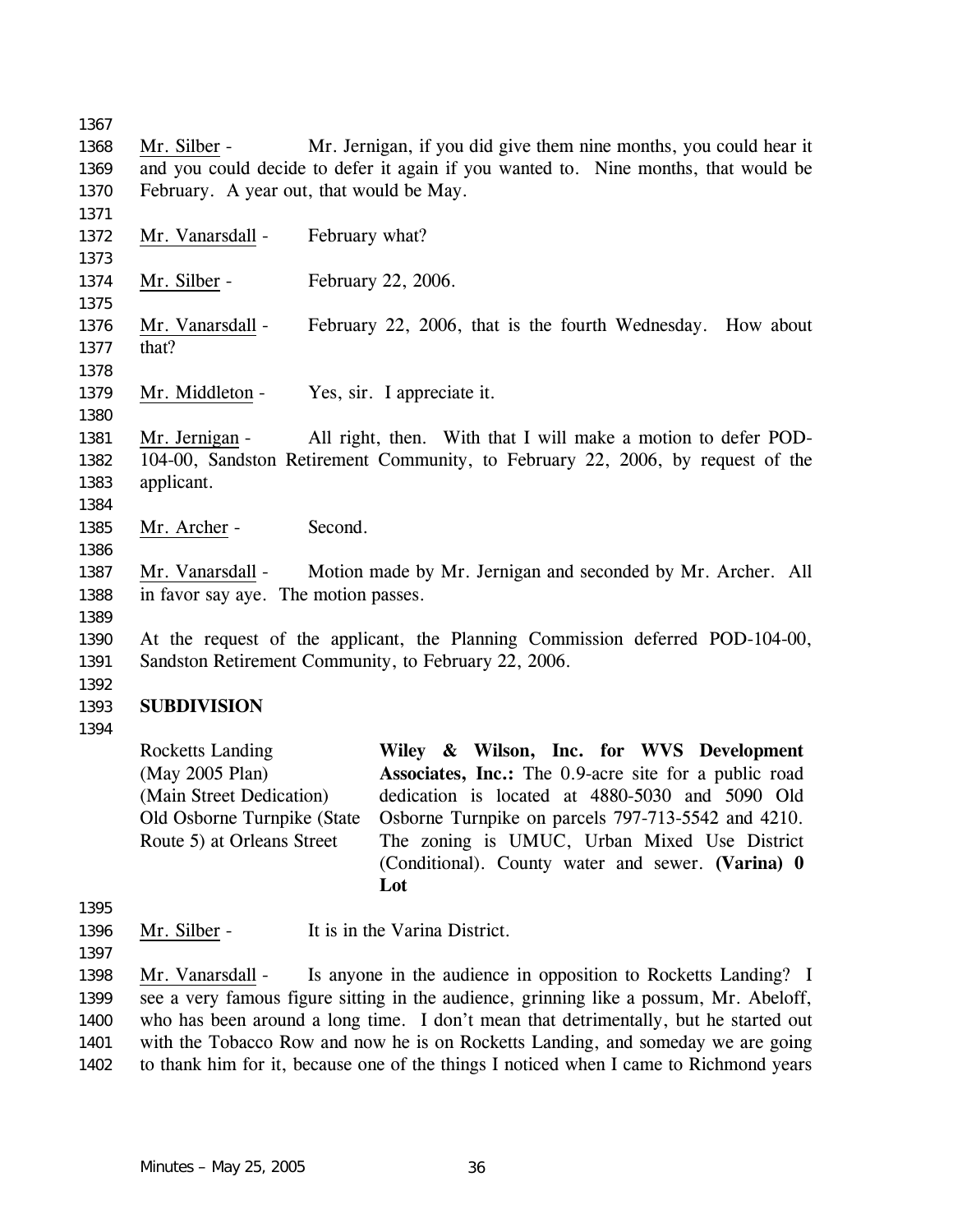Mr. Silber - Mr. Jernigan, if you did give them nine months, you could hear it and you could decide to defer it again if you wanted to. Nine months, that would be February. A year out, that would be May.

Mr. Vanarsdall - February what?

Mr. Silber - February 22, 2006.

Mr. Vanarsdall - February 22, 2006, that is the fourth Wednesday. How about that?

Mr. Middleton - Yes, sir. I appreciate it.

Mr. Jernigan - All right, then. With that I will make a motion to defer POD-104-00, Sandston Retirement Community, to February 22, 2006, by request of the applicant.

Mr. Archer - Second.

Mr. Vanarsdall - Motion made by Mr. Jernigan and seconded by Mr. Archer. All in favor say aye. The motion passes.

At the request of the applicant, the Planning Commission deferred POD-104-00, Sandston Retirement Community, to February 22, 2006.

## SUBDIVISION

| | |
|---|---|
| Rocketts Landing (May 2005 Plan) (Main Street Dedication) Old Osborne Turnpike (State Route 5) at Orleans Street | **Wiley & Wilson, Inc. for WVS Development Associates, Inc.:** The 0.9-acre site for a public road dedication is located at 4880-5030 and 5090 Old Osborne Turnpike on parcels 797-713-5542 and 4210. The zoning is UMUC, Urban Mixed Use District (Conditional). County water and sewer. **(Varina) 0 Lot** |

Mr. Silber - It is in the Varina District.

Mr. Vanarsdall - Is anyone in the audience in opposition to Rocketts Landing? I see a very famous figure sitting in the audience, grinning like a possum, Mr. Abeloff, who has been around a long time. I don't mean that detrimentally, but he started out with the Tobacco Row and now he is on Rocketts Landing, and someday we are going to thank him for it, because one of the things I noticed when I came to Richmond years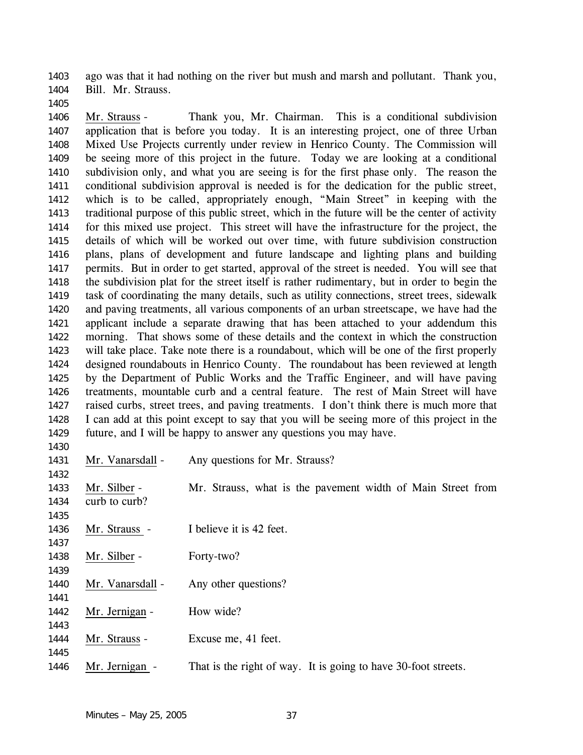ago was that it had nothing on the river but mush and marsh and pollutant. Thank you, Bill. Mr. Strauss.

Mr. Strauss - Thank you, Mr. Chairman. This is a conditional subdivision application that is before you today. It is an interesting project, one of three Urban Mixed Use Projects currently under review in Henrico County. The Commission will be seeing more of this project in the future. Today we are looking at a conditional subdivision only, and what you are seeing is for the first phase only. The reason the conditional subdivision approval is needed is for the dedication for the public street, which is to be called, appropriately enough, "Main Street" in keeping with the traditional purpose of this public street, which in the future will be the center of activity for this mixed use project. This street will have the infrastructure for the project, the details of which will be worked out over time, with future subdivision construction plans, plans of development and future landscape and lighting plans and building permits. But in order to get started, approval of the street is needed. You will see that the subdivision plat for the street itself is rather rudimentary, but in order to begin the task of coordinating the many details, such as utility connections, street trees, sidewalk and paving treatments, all various components of an urban streetscape, we have had the applicant include a separate drawing that has been attached to your addendum this morning. That shows some of these details and the context in which the construction will take place. Take note there is a roundabout, which will be one of the first properly designed roundabouts in Henrico County. The roundabout has been reviewed at length by the Department of Public Works and the Traffic Engineer, and will have paving treatments, mountable curb and a central feature. The rest of Main Street will have raised curbs, street trees, and paving treatments. I don't think there is much more that I can add at this point except to say that you will be seeing more of this project in the future, and I will be happy to answer any questions you may have.

Mr. Vanarsdall - Any questions for Mr. Strauss?

Mr. Silber - Mr. Strauss, what is the pavement width of Main Street from curb to curb?

Mr. Strauss - I believe it is 42 feet.

Mr. Silber - Forty-two?

Mr. Vanarsdall - Any other questions?

Mr. Jernigan - How wide?

Mr. Strauss - Excuse me, 41 feet.

Mr. Jernigan - That is the right of way. It is going to have 30-foot streets.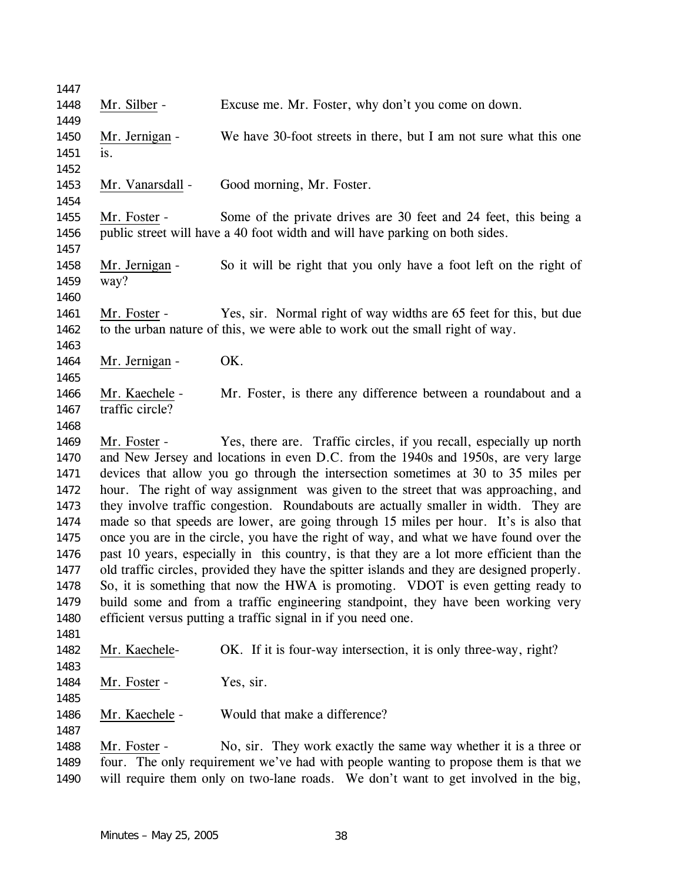Mr. Silber - Excuse me. Mr. Foster, why don't you come on down.

Mr. Jernigan - We have 30-foot streets in there, but I am not sure what this one is.

Mr. Vanarsdall - Good morning, Mr. Foster.

Mr. Foster - Some of the private drives are 30 feet and 24 feet, this being a public street will have a 40 foot width and will have parking on both sides.

Mr. Jernigan - So it will be right that you only have a foot left on the right of way?

Mr. Foster - Yes, sir. Normal right of way widths are 65 feet for this, but due to the urban nature of this, we were able to work out the small right of way.

Mr. Jernigan - OK.

Mr. Kaechele - Mr. Foster, is there any difference between a roundabout and a traffic circle?

Mr. Foster - Yes, there are. Traffic circles, if you recall, especially up north and New Jersey and locations in even D.C. from the 1940s and 1950s, are very large devices that allow you go through the intersection sometimes at 30 to 35 miles per hour. The right of way assignment was given to the street that was approaching, and they involve traffic congestion. Roundabouts are actually smaller in width. They are made so that speeds are lower, are going through 15 miles per hour. It's is also that once you are in the circle, you have the right of way, and what we have found over the past 10 years, especially in this country, is that they are a lot more efficient than the old traffic circles, provided they have the spitter islands and they are designed properly. So, it is something that now the HWA is promoting. VDOT is even getting ready to build some and from a traffic engineering standpoint, they have been working very efficient versus putting a traffic signal in if you need one.

Mr. Kaechele- OK. If it is four-way intersection, it is only three-way, right?

Mr. Foster - Yes, sir.

Mr. Kaechele - Would that make a difference?

Mr. Foster - No, sir. They work exactly the same way whether it is a three or four. The only requirement we've had with people wanting to propose them is that we will require them only on two-lane roads. We don't want to get involved in the big,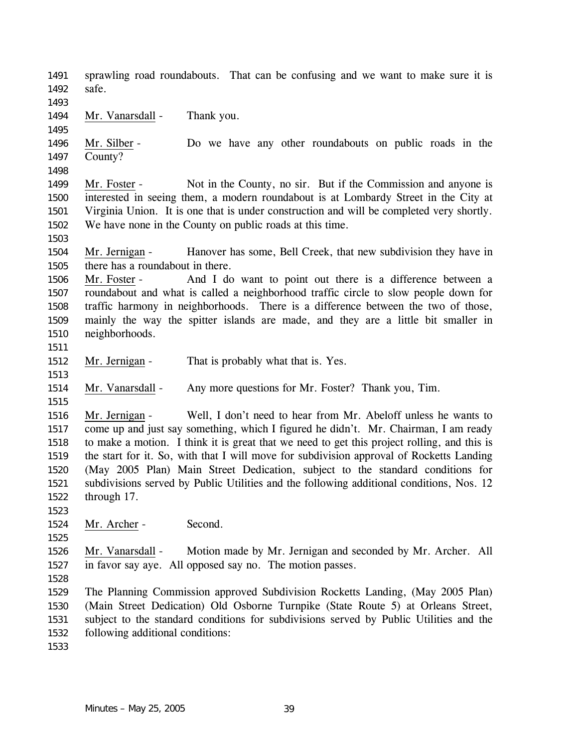sprawling road roundabouts. That can be confusing and we want to make sure it is safe.

Mr. Vanarsdall - Thank you.

Mr. Silber - Do we have any other roundabouts on public roads in the County?

Mr. Foster - Not in the County, no sir. But if the Commission and anyone is interested in seeing them, a modern roundabout is at Lombardy Street in the City at Virginia Union. It is one that is under construction and will be completed very shortly. We have none in the County on public roads at this time.

Mr. Jernigan - Hanover has some, Bell Creek, that new subdivision they have in there has a roundabout in there.

Mr. Foster - And I do want to point out there is a difference between a roundabout and what is called a neighborhood traffic circle to slow people down for traffic harmony in neighborhoods. There is a difference between the two of those, mainly the way the spitter islands are made, and they are a little bit smaller in neighborhoods.

Mr. Jernigan - That is probably what that is. Yes.

Mr. Vanarsdall - Any more questions for Mr. Foster? Thank you, Tim.

Mr. Jernigan - Well, I don't need to hear from Mr. Abeloff unless he wants to come up and just say something, which I figured he didn't. Mr. Chairman, I am ready to make a motion. I think it is great that we need to get this project rolling, and this is the start for it. So, with that I will move for subdivision approval of Rocketts Landing (May 2005 Plan) Main Street Dedication, subject to the standard conditions for subdivisions served by Public Utilities and the following additional conditions, Nos. 12 through 17.

Mr. Archer - Second.

Mr. Vanarsdall - Motion made by Mr. Jernigan and seconded by Mr. Archer. All in favor say aye. All opposed say no. The motion passes.

The Planning Commission approved Subdivision Rocketts Landing, (May 2005 Plan) (Main Street Dedication) Old Osborne Turnpike (State Route 5) at Orleans Street, subject to the standard conditions for subdivisions served by Public Utilities and the following additional conditions: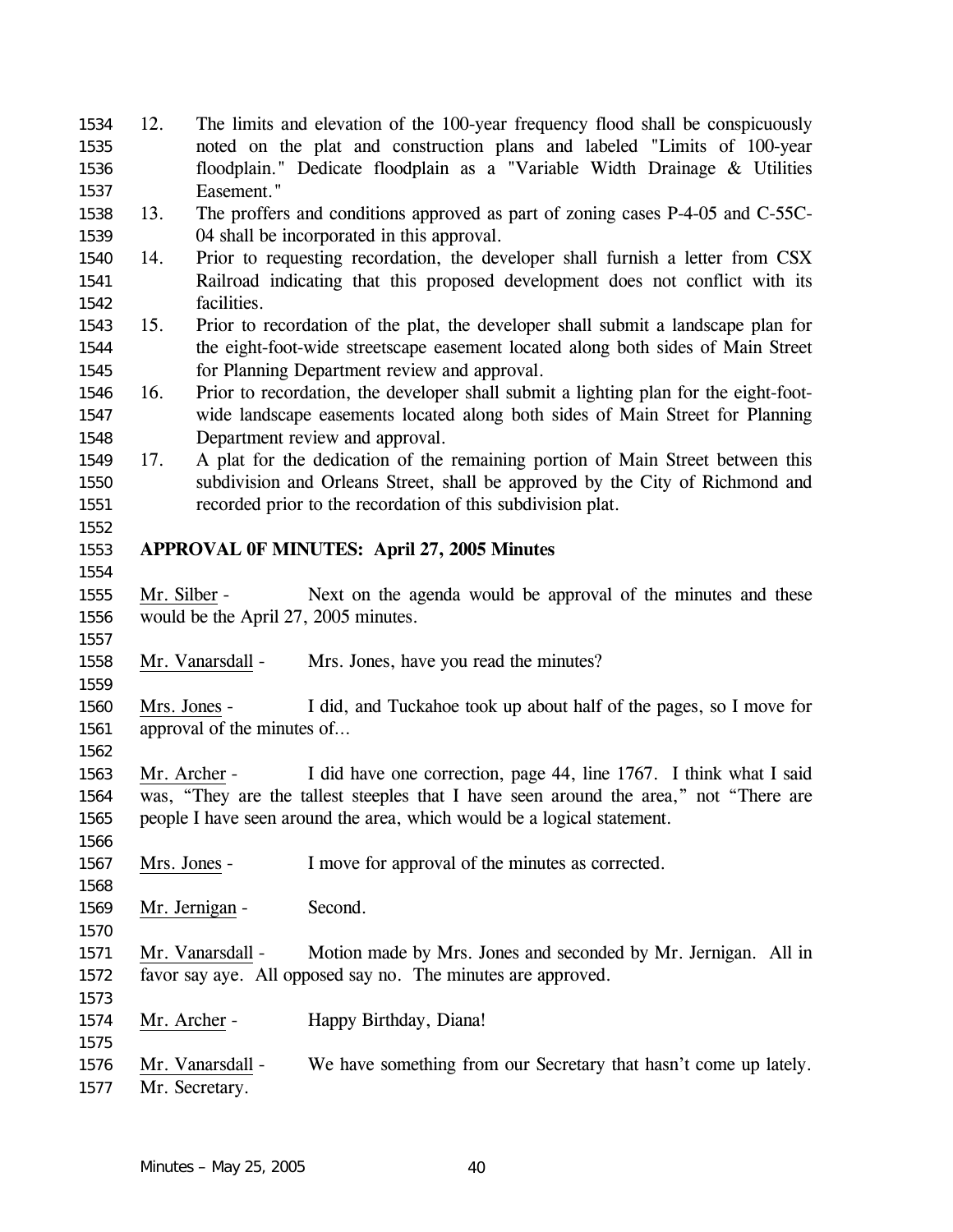12. The limits and elevation of the 100-year frequency flood shall be conspicuously noted on the plat and construction plans and labeled "Limits of 100-year floodplain." Dedicate floodplain as a "Variable Width Drainage & Utilities Easement."
13. The proffers and conditions approved as part of zoning cases P-4-05 and C-55C-04 shall be incorporated in this approval.
14. Prior to requesting recordation, the developer shall furnish a letter from CSX Railroad indicating that this proposed development does not conflict with its facilities.
15. Prior to recordation of the plat, the developer shall submit a landscape plan for the eight-foot-wide streetscape easement located along both sides of Main Street for Planning Department review and approval.
16. Prior to recordation, the developer shall submit a lighting plan for the eight-foot-wide landscape easements located along both sides of Main Street for Planning Department review and approval.
17. A plat for the dedication of the remaining portion of Main Street between this subdivision and Orleans Street, shall be approved by the City of Richmond and recorded prior to the recordation of this subdivision plat.

**APPROVAL 0F MINUTES: April 27, 2005 Minutes**

Mr. Silber - Next on the agenda would be approval of the minutes and these would be the April 27, 2005 minutes.

Mr. Vanarsdall - Mrs. Jones, have you read the minutes?

Mrs. Jones - I did, and Tuckahoe took up about half of the pages, so I move for approval of the minutes of...

Mr. Archer - I did have one correction, page 44, line 1767. I think what I said was, "They are the tallest steeples that I have seen around the area," not "There are people I have seen around the area, which would be a logical statement.

Mrs. Jones - I move for approval of the minutes as corrected.

Mr. Jernigan - Second.

Mr. Vanarsdall - Motion made by Mrs. Jones and seconded by Mr. Jernigan. All in favor say aye. All opposed say no. The minutes are approved.

Mr. Archer - Happy Birthday, Diana!

Mr. Vanarsdall - We have something from our Secretary that hasn't come up lately. Mr. Secretary.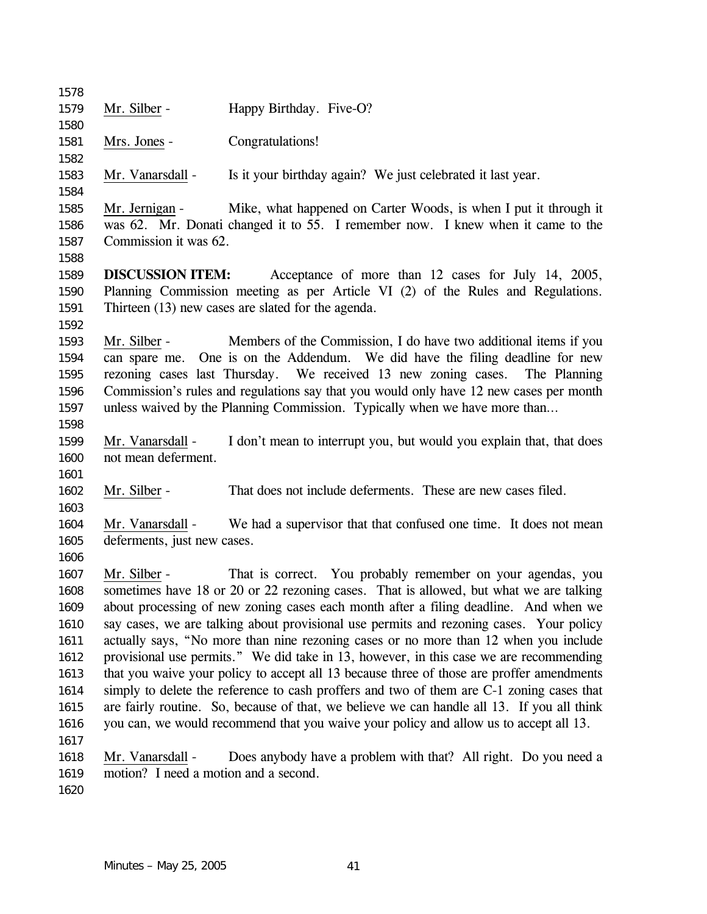Mr. Silber - Happy Birthday. Five-O?

Mrs. Jones - Congratulations!

Mr. Vanarsdall - Is it your birthday again? We just celebrated it last year.

Mr. Jernigan - Mike, what happened on Carter Woods, is when I put it through it was 62. Mr. Donati changed it to 55. I remember now. I knew when it came to the Commission it was 62.

**DISCUSSION ITEM:** Acceptance of more than 12 cases for July 14, 2005, Planning Commission meeting as per Article VI (2) of the Rules and Regulations. Thirteen (13) new cases are slated for the agenda.

Mr. Silber - Members of the Commission, I do have two additional items if you can spare me. One is on the Addendum. We did have the filing deadline for new rezoning cases last Thursday. We received 13 new zoning cases. The Planning Commission's rules and regulations say that you would only have 12 new cases per month unless waived by the Planning Commission. Typically when we have more than…

Mr. Vanarsdall - I don't mean to interrupt you, but would you explain that, that does not mean deferment.

Mr. Silber - That does not include deferments. These are new cases filed.

Mr. Vanarsdall - We had a supervisor that that confused one time. It does not mean deferments, just new cases.

Mr. Silber - That is correct. You probably remember on your agendas, you sometimes have 18 or 20 or 22 rezoning cases. That is allowed, but what we are talking about processing of new zoning cases each month after a filing deadline. And when we say cases, we are talking about provisional use permits and rezoning cases. Your policy actually says, "No more than nine rezoning cases or no more than 12 when you include provisional use permits." We did take in 13, however, in this case we are recommending that you waive your policy to accept all 13 because three of those are proffer amendments simply to delete the reference to cash proffers and two of them are C-1 zoning cases that are fairly routine. So, because of that, we believe we can handle all 13. If you all think you can, we would recommend that you waive your policy and allow us to accept all 13.

Mr. Vanarsdall - Does anybody have a problem with that? All right. Do you need a motion? I need a motion and a second.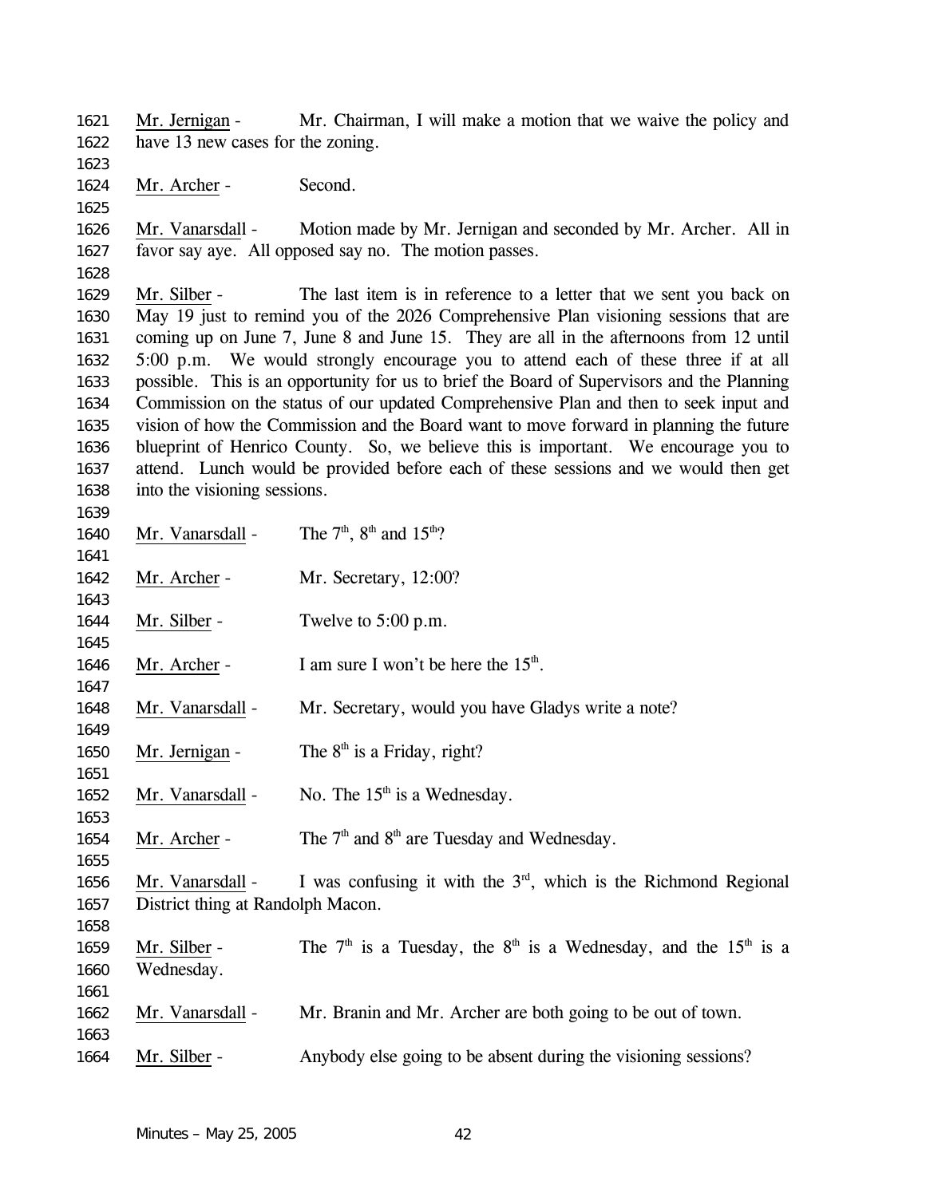1621 Mr. Jernigan - Mr. Chairman, I will make a motion that we waive the policy and
1622 have 13 new cases for the zoning.
1623
1624 Mr. Archer - Second.
1625
1626 Mr. Vanarsdall - Motion made by Mr. Jernigan and seconded by Mr. Archer. All in
1627 favor say aye. All opposed say no. The motion passes.
1628
1629 Mr. Silber - The last item is in reference to a letter that we sent you back on
1630 May 19 just to remind you of the 2026 Comprehensive Plan visioning sessions that are
1631 coming up on June 7, June 8 and June 15. They are all in the afternoons from 12 until
1632 5:00 p.m. We would strongly encourage you to attend each of these three if at all
1633 possible. This is an opportunity for us to brief the Board of Supervisors and the Planning
1634 Commission on the status of our updated Comprehensive Plan and then to seek input and
1635 vision of how the Commission and the Board want to move forward in planning the future
1636 blueprint of Henrico County. So, we believe this is important. We encourage you to
1637 attend. Lunch would be provided before each of these sessions and we would then get
1638 into the visioning sessions.
1639
1640 Mr. Vanarsdall - The 7th, 8th and 15th?
1641
1642 Mr. Archer - Mr. Secretary, 12:00?
1643
1644 Mr. Silber - Twelve to 5:00 p.m.
1645
1646 Mr. Archer - I am sure I won't be here the 15th.
1647
1648 Mr. Vanarsdall - Mr. Secretary, would you have Gladys write a note?
1649
1650 Mr. Jernigan - The 8th is a Friday, right?
1651
1652 Mr. Vanarsdall - No. The 15th is a Wednesday.
1653
1654 Mr. Archer - The 7th and 8th are Tuesday and Wednesday.
1655
1656 Mr. Vanarsdall - I was confusing it with the 3rd, which is the Richmond Regional
1657 District thing at Randolph Macon.
1658
1659 Mr. Silber - The 7th is a Tuesday, the 8th is a Wednesday, and the 15th is a
1660 Wednesday.
1661
1662 Mr. Vanarsdall - Mr. Branin and Mr. Archer are both going to be out of town.
1663
1664 Mr. Silber - Anybody else going to be absent during the visioning sessions?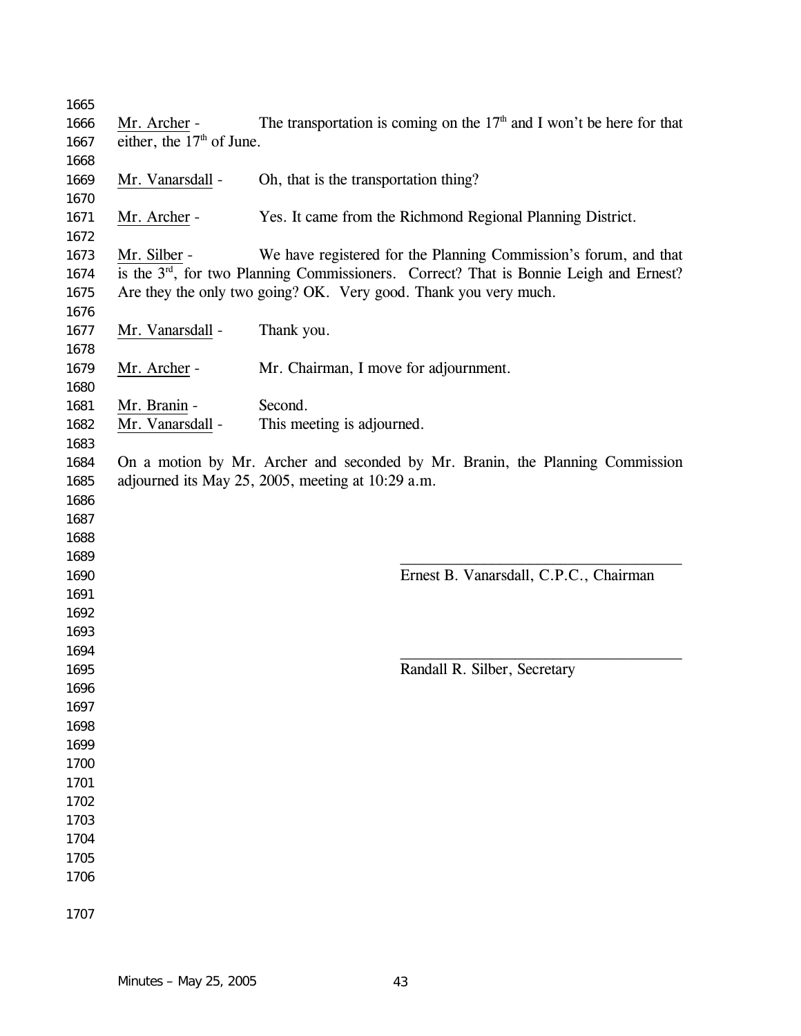Mr. Archer - The transportation is coming on the 17th and I won't be here for that either, the 17th of June.

Mr. Vanarsdall - Oh, that is the transportation thing?

Mr. Archer - Yes. It came from the Richmond Regional Planning District.

Mr. Silber - We have registered for the Planning Commission's forum, and that is the 3rd, for two Planning Commissioners. Correct? That is Bonnie Leigh and Ernest? Are they the only two going? OK. Very good. Thank you very much.

Mr. Vanarsdall - Thank you.

Mr. Archer - Mr. Chairman, I move for adjournment.

Mr. Branin - Second.

Mr. Vanarsdall - This meeting is adjourned.

On a motion by Mr. Archer and seconded by Mr. Branin, the Planning Commission adjourned its May 25, 2005, meeting at 10:29 a.m.

\_\_\_\_\_\_\_\_\_\_\_\_\_\_\_\_\_\_\_\_\_\_\_\_\_\_\_\_\_\_\_\_\_\_\_\_

Ernest B. Vanarsdall, C.P.C., Chairman

\_\_\_\_\_\_\_\_\_\_\_\_\_\_\_\_\_\_\_\_\_\_\_\_\_\_\_\_\_\_\_\_\_\_\_\_

Randall R. Silber, Secretary